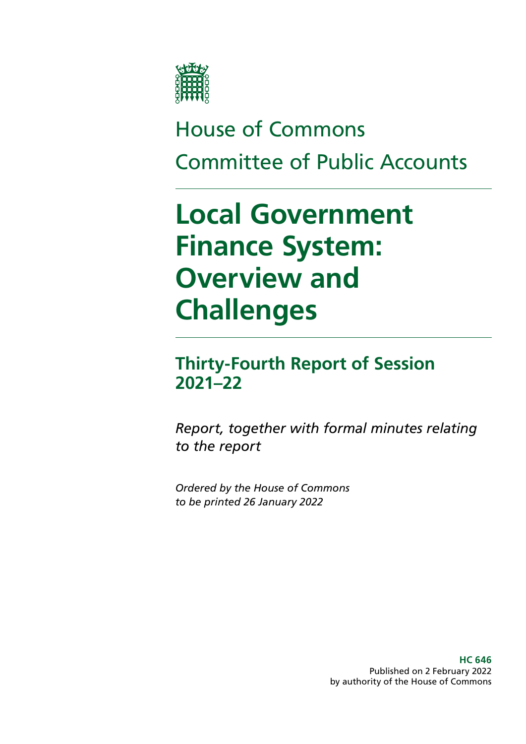House of Commons

Committee of Public Accounts

# Local Government Finance System: Overview and Challenges

## Thirty-Fourth Report of Session 2021–22

*Report, together with formal minutes relating to the report*

*Ordered by the House of Commons to be printed 26 January 2022*

**HC 646**
Published on 2 February 2022
by authority of the House of Commons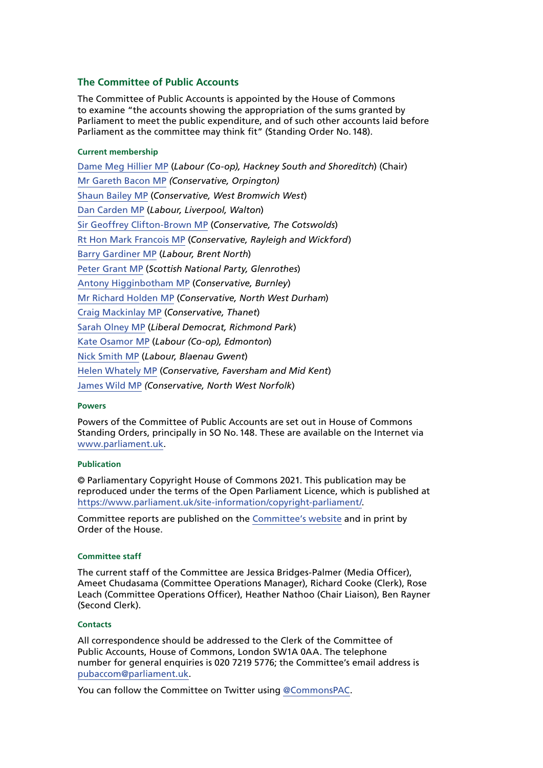## The Committee of Public Accounts

The Committee of Public Accounts is appointed by the House of Commons to examine "the accounts showing the appropriation of the sums granted by Parliament to meet the public expenditure, and of such other accounts laid before Parliament as the committee may think fit" (Standing Order No. 148).

### Current membership

Dame Meg Hillier MP (*Labour (Co-op), Hackney South and Shoreditch*) (Chair)

Mr Gareth Bacon MP *(Conservative, Orpington)*

Shaun Bailey MP (*Conservative, West Bromwich West*)

Dan Carden MP (*Labour, Liverpool, Walton*)

Sir Geoffrey Clifton-Brown MP (*Conservative, The Cotswolds*)

Rt Hon Mark Francois MP (*Conservative, Rayleigh and Wickford*)

Barry Gardiner MP (*Labour, Brent North*)

Peter Grant MP (*Scottish National Party, Glenrothes*)

Antony Higginbotham MP (*Conservative, Burnley*)

Mr Richard Holden MP (*Conservative, North West Durham*)

Craig Mackinlay MP (*Conservative, Thanet*)

Sarah Olney MP (*Liberal Democrat, Richmond Park*)

Kate Osamor MP (*Labour (Co-op), Edmonton*)

Nick Smith MP (*Labour, Blaenau Gwent*)

Helen Whately MP (*Conservative, Faversham and Mid Kent*)

James Wild MP *(Conservative, North West Norfolk*)

### Powers

Powers of the Committee of Public Accounts are set out in House of Commons Standing Orders, principally in SO No. 148. These are available on the Internet via www.parliament.uk.

### Publication

© Parliamentary Copyright House of Commons 2021. This publication may be reproduced under the terms of the Open Parliament Licence, which is published at https://www.parliament.uk/site-information/copyright-parliament/.

Committee reports are published on the Committee's website and in print by Order of the House.

### Committee staff

The current staff of the Committee are Jessica Bridges-Palmer (Media Officer), Ameet Chudasama (Committee Operations Manager), Richard Cooke (Clerk), Rose Leach (Committee Operations Officer), Heather Nathoo (Chair Liaison), Ben Rayner (Second Clerk).

### Contacts

All correspondence should be addressed to the Clerk of the Committee of Public Accounts, House of Commons, London SW1A 0AA. The telephone number for general enquiries is 020 7219 5776; the Committee's email address is pubaccom@parliament.uk.

You can follow the Committee on Twitter using @CommonsPAC.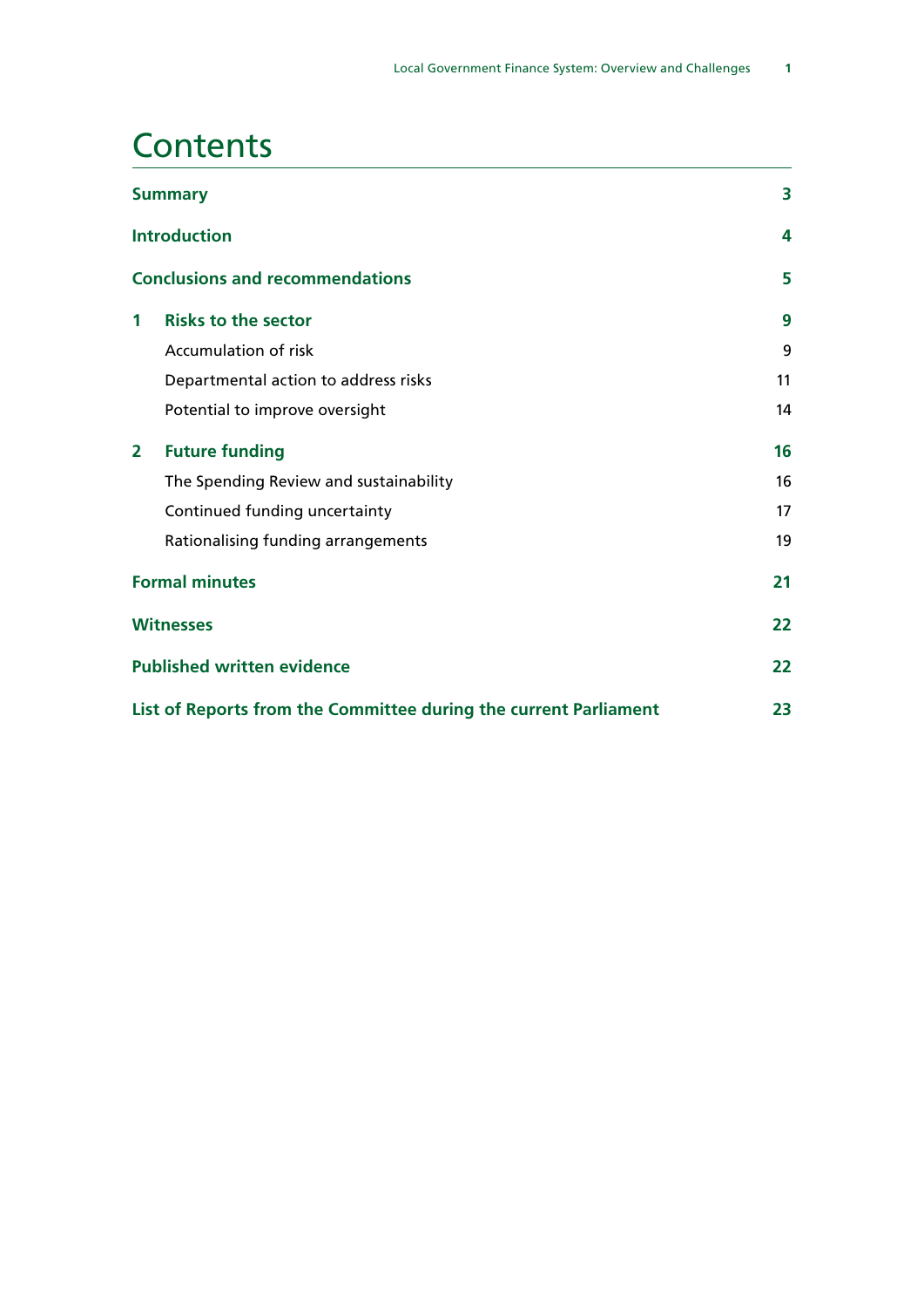# Contents

| | | |
|---|---|---|
| **Summary** | | **3** |
| **Introduction** | | **4** |
| **Conclusions and recommendations** | | **5** |
| **1** | **Risks to the sector** | **9** |
| | Accumulation of risk | 9 |
| | Departmental action to address risks | 11 |
| | Potential to improve oversight | 14 |
| **2** | **Future funding** | **16** |
| | The Spending Review and sustainability | 16 |
| | Continued funding uncertainty | 17 |
| | Rationalising funding arrangements | 19 |
| **Formal minutes** | | **21** |
| **Witnesses** | | **22** |
| **Published written evidence** | | **22** |
| **List of Reports from the Committee during the current Parliament** | | **23** |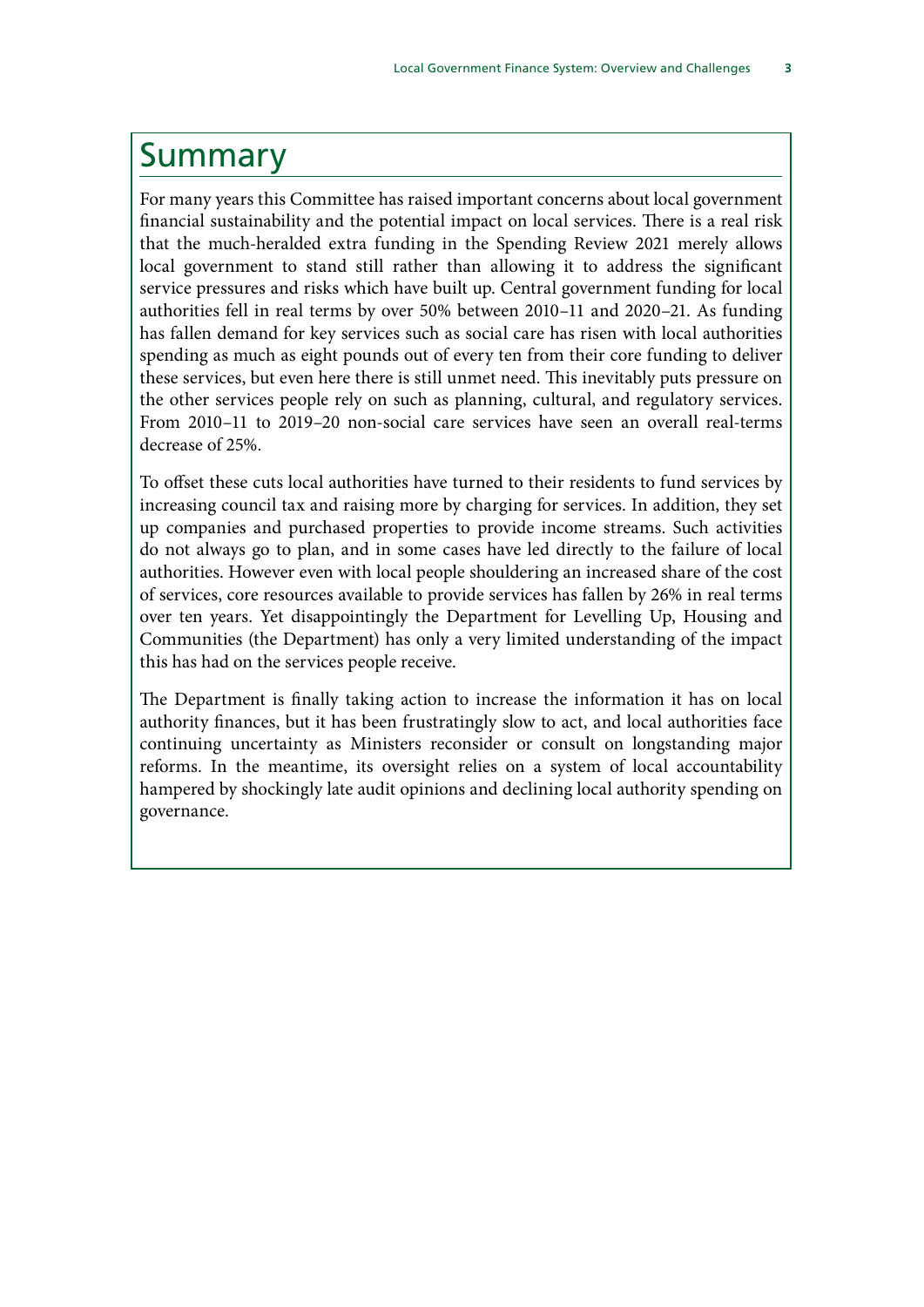# Summary

For many years this Committee has raised important concerns about local government financial sustainability and the potential impact on local services. There is a real risk that the much-heralded extra funding in the Spending Review 2021 merely allows local government to stand still rather than allowing it to address the significant service pressures and risks which have built up. Central government funding for local authorities fell in real terms by over 50% between 2010–11 and 2020–21. As funding has fallen demand for key services such as social care has risen with local authorities spending as much as eight pounds out of every ten from their core funding to deliver these services, but even here there is still unmet need. This inevitably puts pressure on the other services people rely on such as planning, cultural, and regulatory services. From 2010–11 to 2019–20 non-social care services have seen an overall real-terms decrease of 25%.

To offset these cuts local authorities have turned to their residents to fund services by increasing council tax and raising more by charging for services. In addition, they set up companies and purchased properties to provide income streams. Such activities do not always go to plan, and in some cases have led directly to the failure of local authorities. However even with local people shouldering an increased share of the cost of services, core resources available to provide services has fallen by 26% in real terms over ten years. Yet disappointingly the Department for Levelling Up, Housing and Communities (the Department) has only a very limited understanding of the impact this has had on the services people receive.

The Department is finally taking action to increase the information it has on local authority finances, but it has been frustratingly slow to act, and local authorities face continuing uncertainty as Ministers reconsider or consult on longstanding major reforms. In the meantime, its oversight relies on a system of local accountability hampered by shockingly late audit opinions and declining local authority spending on governance.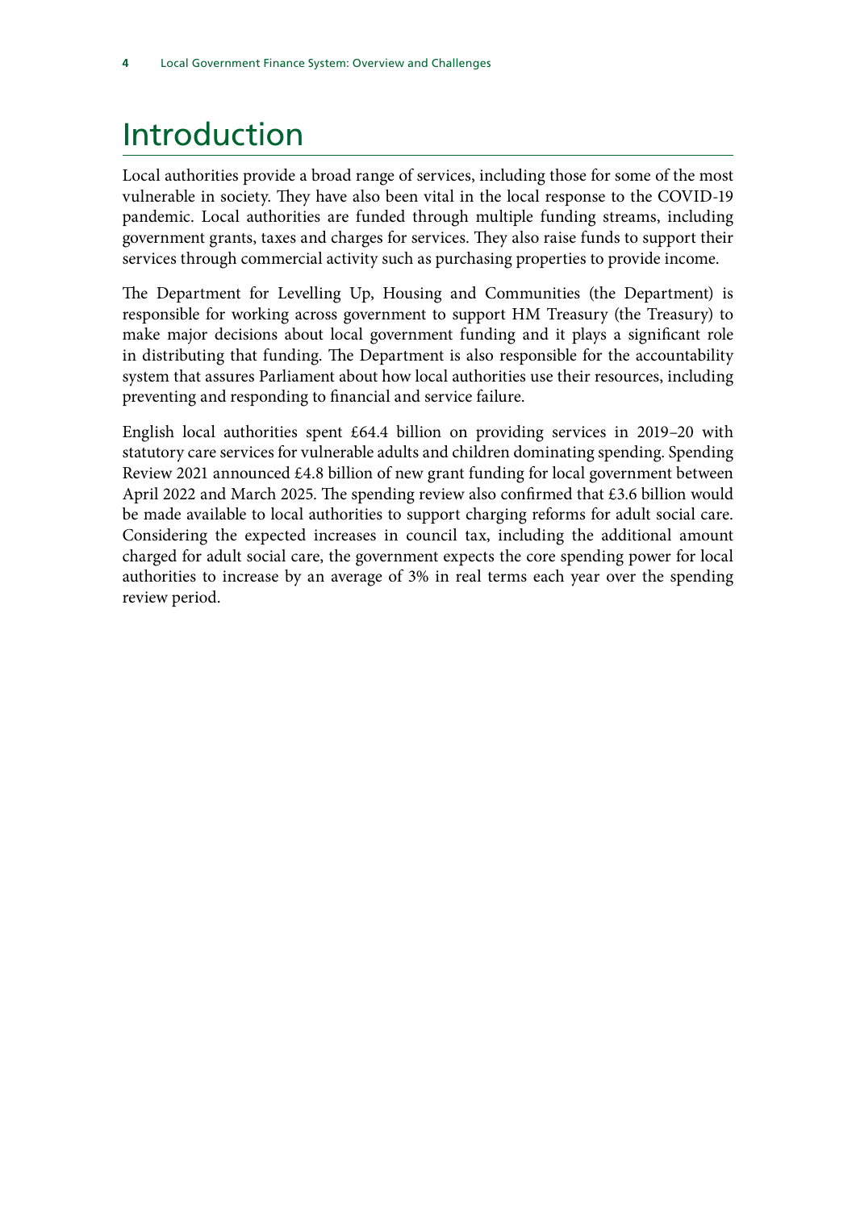# Introduction

Local authorities provide a broad range of services, including those for some of the most vulnerable in society. They have also been vital in the local response to the COVID-19 pandemic. Local authorities are funded through multiple funding streams, including government grants, taxes and charges for services. They also raise funds to support their services through commercial activity such as purchasing properties to provide income.

The Department for Levelling Up, Housing and Communities (the Department) is responsible for working across government to support HM Treasury (the Treasury) to make major decisions about local government funding and it plays a significant role in distributing that funding. The Department is also responsible for the accountability system that assures Parliament about how local authorities use their resources, including preventing and responding to financial and service failure.

English local authorities spent £64.4 billion on providing services in 2019–20 with statutory care services for vulnerable adults and children dominating spending. Spending Review 2021 announced £4.8 billion of new grant funding for local government between April 2022 and March 2025. The spending review also confirmed that £3.6 billion would be made available to local authorities to support charging reforms for adult social care. Considering the expected increases in council tax, including the additional amount charged for adult social care, the government expects the core spending power for local authorities to increase by an average of 3% in real terms each year over the spending review period.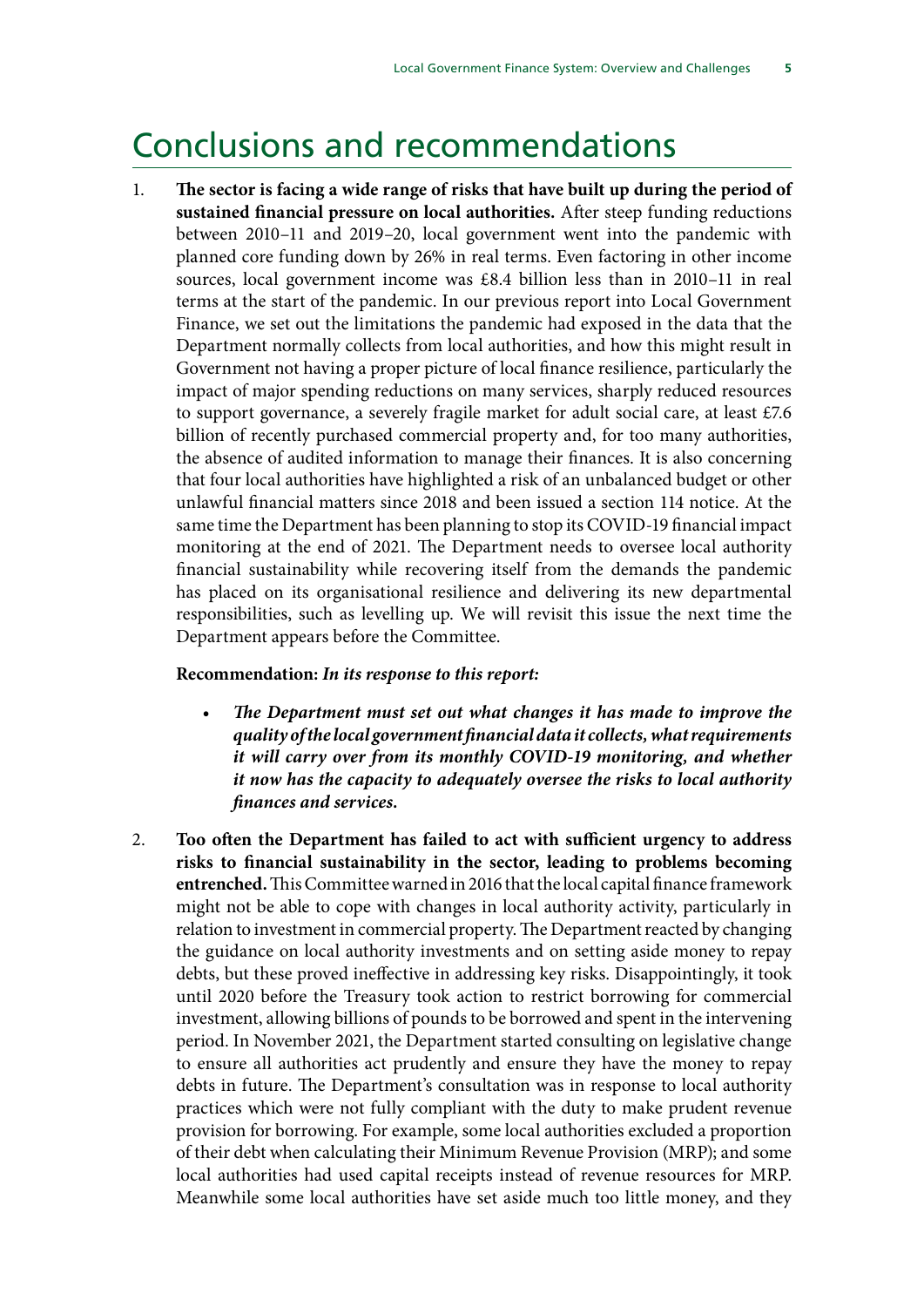# Conclusions and recommendations

1. **The sector is facing a wide range of risks that have built up during the period of sustained financial pressure on local authorities.** After steep funding reductions between 2010–11 and 2019–20, local government went into the pandemic with planned core funding down by 26% in real terms. Even factoring in other income sources, local government income was £8.4 billion less than in 2010–11 in real terms at the start of the pandemic. In our previous report into Local Government Finance, we set out the limitations the pandemic had exposed in the data that the Department normally collects from local authorities, and how this might result in Government not having a proper picture of local finance resilience, particularly the impact of major spending reductions on many services, sharply reduced resources to support governance, a severely fragile market for adult social care, at least £7.6 billion of recently purchased commercial property and, for too many authorities, the absence of audited information to manage their finances. It is also concerning that four local authorities have highlighted a risk of an unbalanced budget or other unlawful financial matters since 2018 and been issued a section 114 notice. At the same time the Department has been planning to stop its COVID-19 financial impact monitoring at the end of 2021. The Department needs to oversee local authority financial sustainability while recovering itself from the demands the pandemic has placed on its organisational resilience and delivering its new departmental responsibilities, such as levelling up. We will revisit this issue the next time the Department appears before the Committee.

   **Recommendation:** ***In its response to this report:***

   - ***The Department must set out what changes it has made to improve the quality of the local government financial data it collects, what requirements it will carry over from its monthly COVID-19 monitoring, and whether it now has the capacity to adequately oversee the risks to local authority finances and services.***

2. **Too often the Department has failed to act with sufficient urgency to address risks to financial sustainability in the sector, leading to problems becoming entrenched.** This Committee warned in 2016 that the local capital finance framework might not be able to cope with changes in local authority activity, particularly in relation to investment in commercial property. The Department reacted by changing the guidance on local authority investments and on setting aside money to repay debts, but these proved ineffective in addressing key risks. Disappointingly, it took until 2020 before the Treasury took action to restrict borrowing for commercial investment, allowing billions of pounds to be borrowed and spent in the intervening period. In November 2021, the Department started consulting on legislative change to ensure all authorities act prudently and ensure they have the money to repay debts in future. The Department's consultation was in response to local authority practices which were not fully compliant with the duty to make prudent revenue provision for borrowing. For example, some local authorities excluded a proportion of their debt when calculating their Minimum Revenue Provision (MRP); and some local authorities had used capital receipts instead of revenue resources for MRP. Meanwhile some local authorities have set aside much too little money, and they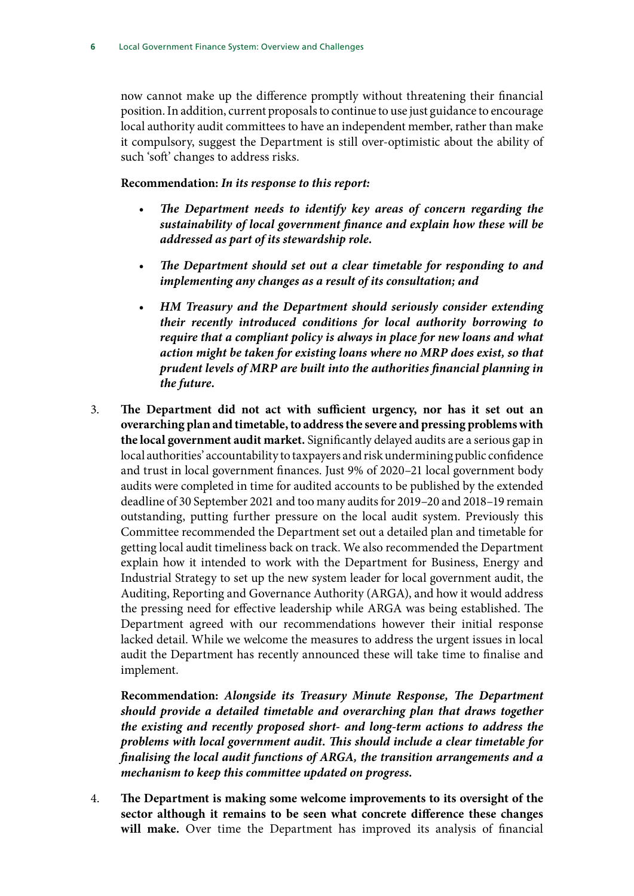now cannot make up the difference promptly without threatening their financial position. In addition, current proposals to continue to use just guidance to encourage local authority audit committees to have an independent member, rather than make it compulsory, suggest the Department is still over-optimistic about the ability of such 'soft' changes to address risks.

**Recommendation:** ***In its response to this report:***

- ***The Department needs to identify key areas of concern regarding the sustainability of local government finance and explain how these will be addressed as part of its stewardship role.***
- ***The Department should set out a clear timetable for responding to and implementing any changes as a result of its consultation; and***
- ***HM Treasury and the Department should seriously consider extending their recently introduced conditions for local authority borrowing to require that a compliant policy is always in place for new loans and what action might be taken for existing loans where no MRP does exist, so that prudent levels of MRP are built into the authorities financial planning in the future.***

3. **The Department did not act with sufficient urgency, nor has it set out an overarching plan and timetable, to address the severe and pressing problems with the local government audit market.** Significantly delayed audits are a serious gap in local authorities' accountability to taxpayers and risk undermining public confidence and trust in local government finances. Just 9% of 2020–21 local government body audits were completed in time for audited accounts to be published by the extended deadline of 30 September 2021 and too many audits for 2019–20 and 2018–19 remain outstanding, putting further pressure on the local audit system. Previously this Committee recommended the Department set out a detailed plan and timetable for getting local audit timeliness back on track. We also recommended the Department explain how it intended to work with the Department for Business, Energy and Industrial Strategy to set up the new system leader for local government audit, the Auditing, Reporting and Governance Authority (ARGA), and how it would address the pressing need for effective leadership while ARGA was being established. The Department agreed with our recommendations however their initial response lacked detail. While we welcome the measures to address the urgent issues in local audit the Department has recently announced these will take time to finalise and implement.

   **Recommendation:** ***Alongside its Treasury Minute Response, The Department should provide a detailed timetable and overarching plan that draws together the existing and recently proposed short- and long-term actions to address the problems with local government audit. This should include a clear timetable for finalising the local audit functions of ARGA, the transition arrangements and a mechanism to keep this committee updated on progress.***

4. **The Department is making some welcome improvements to its oversight of the sector although it remains to be seen what concrete difference these changes will make.** Over time the Department has improved its analysis of financial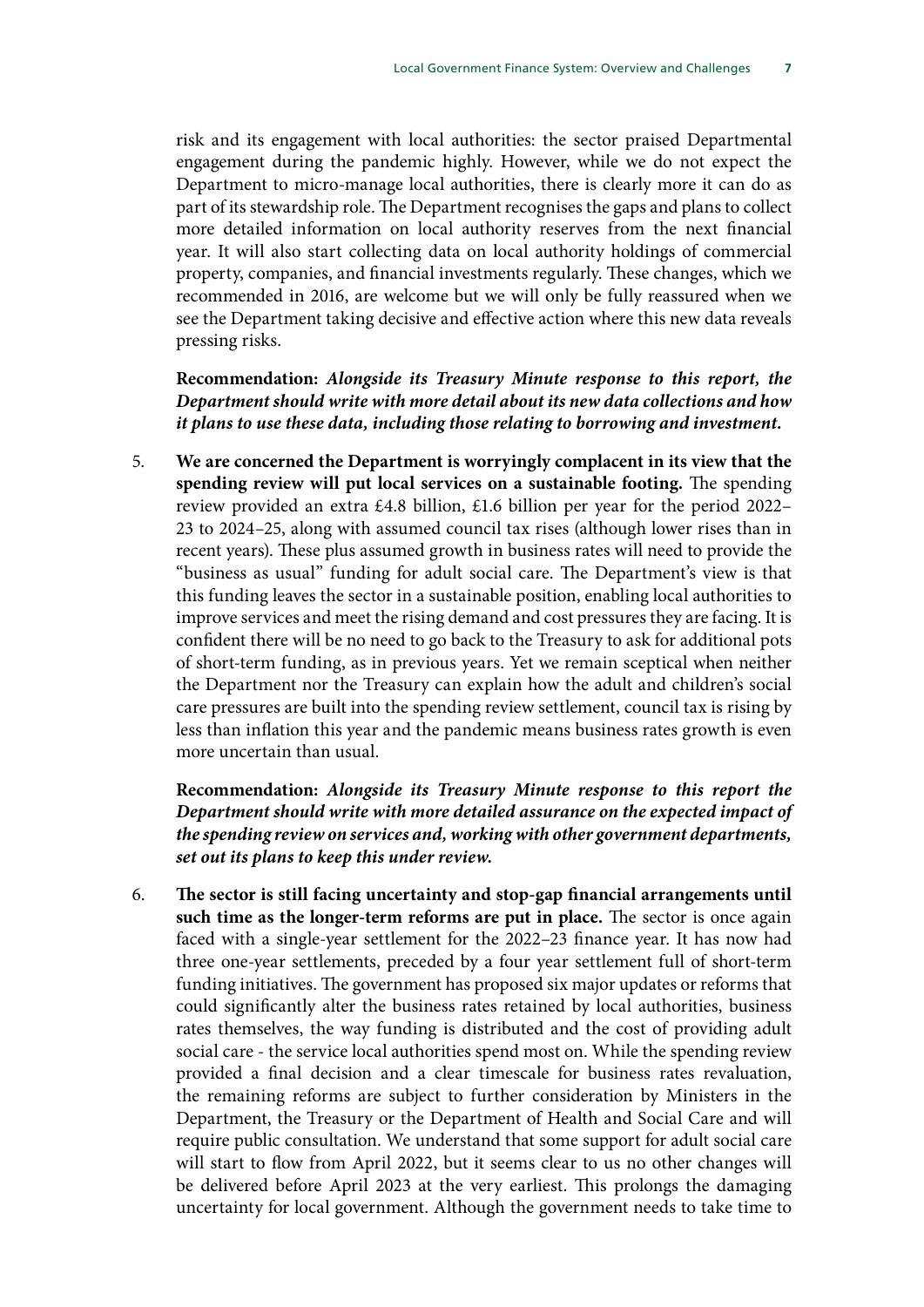risk and its engagement with local authorities: the sector praised Departmental engagement during the pandemic highly. However, while we do not expect the Department to micro-manage local authorities, there is clearly more it can do as part of its stewardship role. The Department recognises the gaps and plans to collect more detailed information on local authority reserves from the next financial year. It will also start collecting data on local authority holdings of commercial property, companies, and financial investments regularly. These changes, which we recommended in 2016, are welcome but we will only be fully reassured when we see the Department taking decisive and effective action where this new data reveals pressing risks.

**Recommendation:** ***Alongside its Treasury Minute response to this report, the Department should write with more detail about its new data collections and how it plans to use these data, including those relating to borrowing and investment.***

5. **We are concerned the Department is worryingly complacent in its view that the spending review will put local services on a sustainable footing.** The spending review provided an extra £4.8 billion, £1.6 billion per year for the period 2022–23 to 2024–25, along with assumed council tax rises (although lower rises than in recent years). These plus assumed growth in business rates will need to provide the "business as usual" funding for adult social care. The Department's view is that this funding leaves the sector in a sustainable position, enabling local authorities to improve services and meet the rising demand and cost pressures they are facing. It is confident there will be no need to go back to the Treasury to ask for additional pots of short-term funding, as in previous years. Yet we remain sceptical when neither the Department nor the Treasury can explain how the adult and children's social care pressures are built into the spending review settlement, council tax is rising by less than inflation this year and the pandemic means business rates growth is even more uncertain than usual.

   **Recommendation:** ***Alongside its Treasury Minute response to this report the Department should write with more detailed assurance on the expected impact of the spending review on services and, working with other government departments, set out its plans to keep this under review.***

6. **The sector is still facing uncertainty and stop-gap financial arrangements until such time as the longer-term reforms are put in place.** The sector is once again faced with a single-year settlement for the 2022–23 finance year. It has now had three one-year settlements, preceded by a four year settlement full of short-term funding initiatives. The government has proposed six major updates or reforms that could significantly alter the business rates retained by local authorities, business rates themselves, the way funding is distributed and the cost of providing adult social care - the service local authorities spend most on. While the spending review provided a final decision and a clear timescale for business rates revaluation, the remaining reforms are subject to further consideration by Ministers in the Department, the Treasury or the Department of Health and Social Care and will require public consultation. We understand that some support for adult social care will start to flow from April 2022, but it seems clear to us no other changes will be delivered before April 2023 at the very earliest. This prolongs the damaging uncertainty for local government. Although the government needs to take time to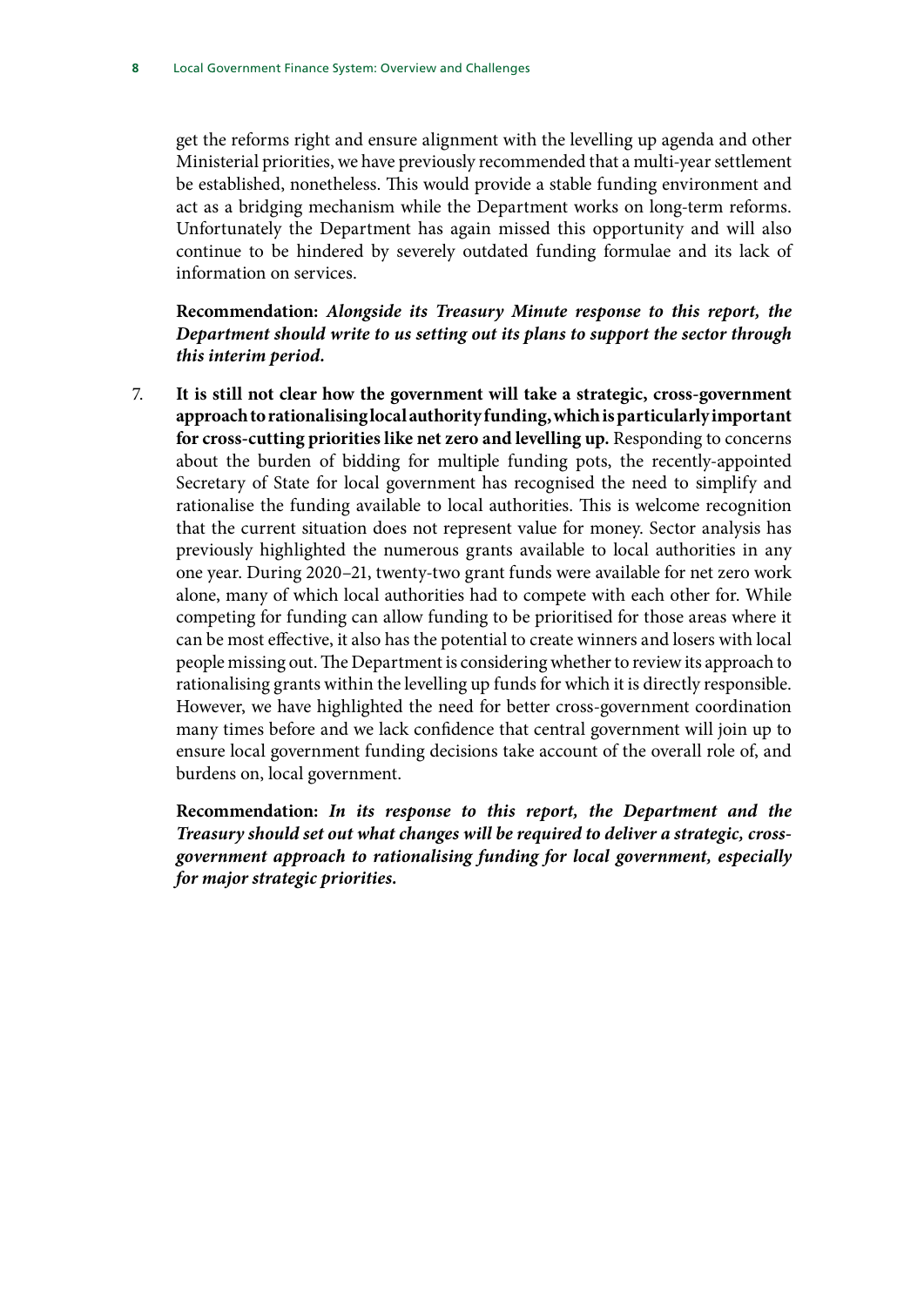get the reforms right and ensure alignment with the levelling up agenda and other Ministerial priorities, we have previously recommended that a multi-year settlement be established, nonetheless. This would provide a stable funding environment and act as a bridging mechanism while the Department works on long-term reforms. Unfortunately the Department has again missed this opportunity and will also continue to be hindered by severely outdated funding formulae and its lack of information on services.

**Recommendation:** ***Alongside its Treasury Minute response to this report, the Department should write to us setting out its plans to support the sector through this interim period.***

7. **It is still not clear how the government will take a strategic, cross-government approach to rationalising local authority funding, which is particularly important for cross-cutting priorities like net zero and levelling up.** Responding to concerns about the burden of bidding for multiple funding pots, the recently-appointed Secretary of State for local government has recognised the need to simplify and rationalise the funding available to local authorities. This is welcome recognition that the current situation does not represent value for money. Sector analysis has previously highlighted the numerous grants available to local authorities in any one year. During 2020–21, twenty-two grant funds were available for net zero work alone, many of which local authorities had to compete with each other for. While competing for funding can allow funding to be prioritised for those areas where it can be most effective, it also has the potential to create winners and losers with local people missing out. The Department is considering whether to review its approach to rationalising grants within the levelling up funds for which it is directly responsible. However, we have highlighted the need for better cross-government coordination many times before and we lack confidence that central government will join up to ensure local government funding decisions take account of the overall role of, and burdens on, local government.

**Recommendation:** ***In its response to this report, the Department and the Treasury should set out what changes will be required to deliver a strategic, cross-government approach to rationalising funding for local government, especially for major strategic priorities.***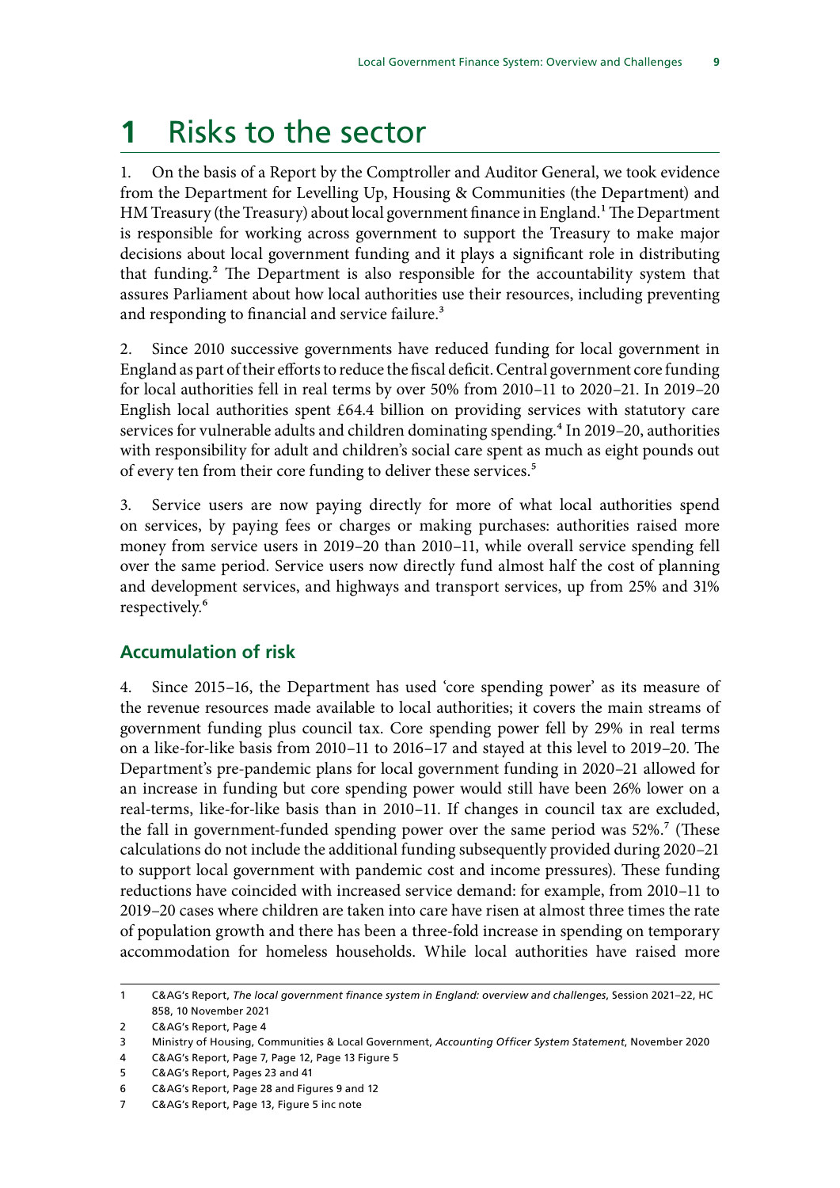# 1 Risks to the sector

1. On the basis of a Report by the Comptroller and Auditor General, we took evidence from the Department for Levelling Up, Housing & Communities (the Department) and HM Treasury (the Treasury) about local government finance in England.[1] The Department is responsible for working across government to support the Treasury to make major decisions about local government funding and it plays a significant role in distributing that funding.[2] The Department is also responsible for the accountability system that assures Parliament about how local authorities use their resources, including preventing and responding to financial and service failure.[3]

2. Since 2010 successive governments have reduced funding for local government in England as part of their efforts to reduce the fiscal deficit. Central government core funding for local authorities fell in real terms by over 50% from 2010–11 to 2020–21. In 2019–20 English local authorities spent £64.4 billion on providing services with statutory care services for vulnerable adults and children dominating spending.[4] In 2019–20, authorities with responsibility for adult and children's social care spent as much as eight pounds out of every ten from their core funding to deliver these services.[5]

3. Service users are now paying directly for more of what local authorities spend on services, by paying fees or charges or making purchases: authorities raised more money from service users in 2019–20 than 2010–11, while overall service spending fell over the same period. Service users now directly fund almost half the cost of planning and development services, and highways and transport services, up from 25% and 31% respectively.[6]

## Accumulation of risk

4. Since 2015–16, the Department has used 'core spending power' as its measure of the revenue resources made available to local authorities; it covers the main streams of government funding plus council tax. Core spending power fell by 29% in real terms on a like-for-like basis from 2010–11 to 2016–17 and stayed at this level to 2019–20. The Department's pre-pandemic plans for local government funding in 2020–21 allowed for an increase in funding but core spending power would still have been 26% lower on a real-terms, like-for-like basis than in 2010–11. If changes in council tax are excluded, the fall in government-funded spending power over the same period was 52%.[7] (These calculations do not include the additional funding subsequently provided during 2020–21 to support local government with pandemic cost and income pressures). These funding reductions have coincided with increased service demand: for example, from 2010–11 to 2019–20 cases where children are taken into care have risen at almost three times the rate of population growth and there has been a three-fold increase in spending on temporary accommodation for homeless households. While local authorities have raised more

1 C&AG's Report, *The local government finance system in England: overview and challenges*, Session 2021–22, HC 858, 10 November 2021

2 C&AG's Report, Page 4

3 Ministry of Housing, Communities & Local Government, *Accounting Officer System Statement*, November 2020

4 C&AG's Report, Page 7, Page 12, Page 13 Figure 5

5 C&AG's Report, Pages 23 and 41

6 C&AG's Report, Page 28 and Figures 9 and 12

7 C&AG's Report, Page 13, Figure 5 inc note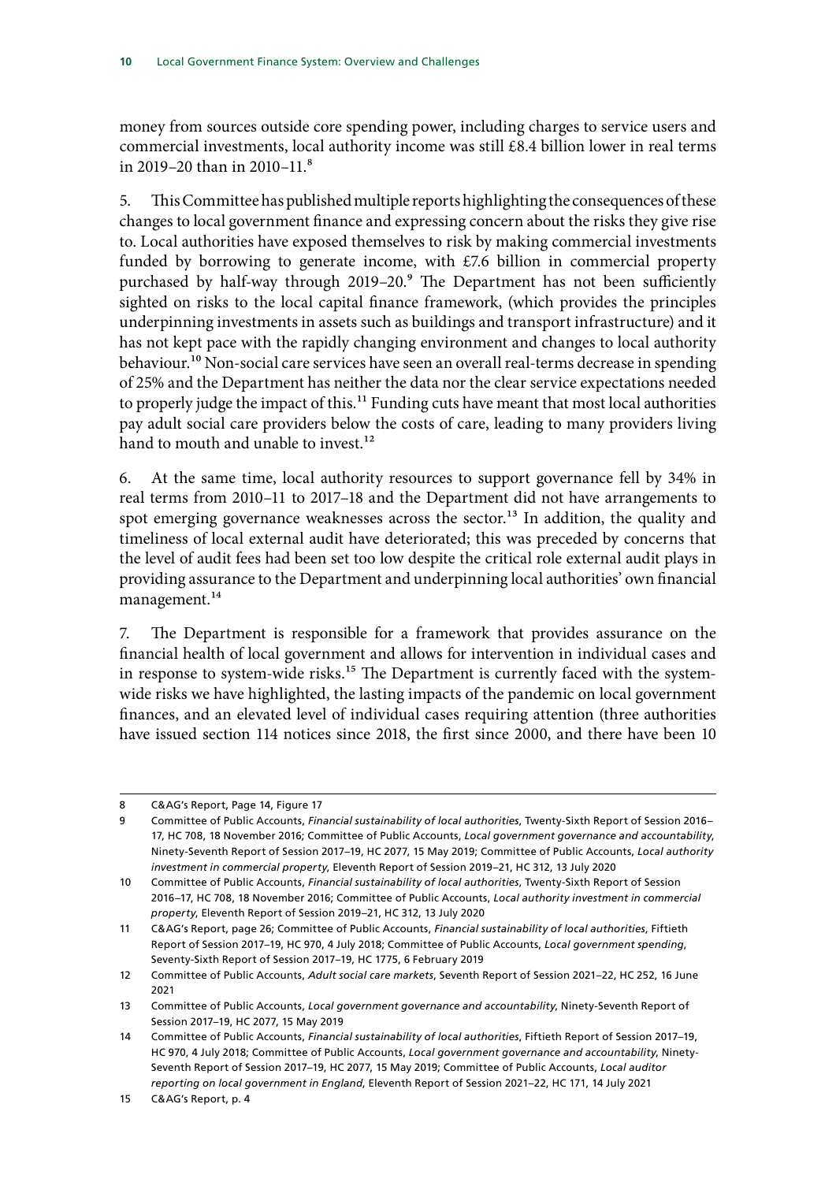money from sources outside core spending power, including charges to service users and commercial investments, local authority income was still £8.4 billion lower in real terms in 2019–20 than in 2010–11.[8]

5. This Committee has published multiple reports highlighting the consequences of these changes to local government finance and expressing concern about the risks they give rise to. Local authorities have exposed themselves to risk by making commercial investments funded by borrowing to generate income, with £7.6 billion in commercial property purchased by half-way through 2019–20.[9] The Department has not been sufficiently sighted on risks to the local capital finance framework, (which provides the principles underpinning investments in assets such as buildings and transport infrastructure) and it has not kept pace with the rapidly changing environment and changes to local authority behaviour.[10] Non-social care services have seen an overall real-terms decrease in spending of 25% and the Department has neither the data nor the clear service expectations needed to properly judge the impact of this.[11] Funding cuts have meant that most local authorities pay adult social care providers below the costs of care, leading to many providers living hand to mouth and unable to invest.[12]

6. At the same time, local authority resources to support governance fell by 34% in real terms from 2010–11 to 2017–18 and the Department did not have arrangements to spot emerging governance weaknesses across the sector.[13] In addition, the quality and timeliness of local external audit have deteriorated; this was preceded by concerns that the level of audit fees had been set too low despite the critical role external audit plays in providing assurance to the Department and underpinning local authorities' own financial management.[14]

7. The Department is responsible for a framework that provides assurance on the financial health of local government and allows for intervention in individual cases and in response to system-wide risks.[15] The Department is currently faced with the system-wide risks we have highlighted, the lasting impacts of the pandemic on local government finances, and an elevated level of individual cases requiring attention (three authorities have issued section 114 notices since 2018, the first since 2000, and there have been 10

---

8 C&AG's Report, Page 14, Figure 17

9 Committee of Public Accounts, *Financial sustainability of local authorities*, Twenty-Sixth Report of Session 2016–17, HC 708, 18 November 2016; Committee of Public Accounts, *Local government governance and accountability*, Ninety-Seventh Report of Session 2017–19, HC 2077, 15 May 2019; Committee of Public Accounts, *Local authority investment in commercial property*, Eleventh Report of Session 2019–21, HC 312, 13 July 2020

10 Committee of Public Accounts, *Financial sustainability of local authorities*, Twenty-Sixth Report of Session 2016–17, HC 708, 18 November 2016; Committee of Public Accounts, *Local authority investment in commercial property*, Eleventh Report of Session 2019–21, HC 312, 13 July 2020

11 C&AG's Report, page 26; Committee of Public Accounts, *Financial sustainability of local authorities*, Fiftieth Report of Session 2017–19, HC 970, 4 July 2018; Committee of Public Accounts, *Local government spending*, Seventy-Sixth Report of Session 2017–19, HC 1775, 6 February 2019

12 Committee of Public Accounts, *Adult social care markets*, Seventh Report of Session 2021–22, HC 252, 16 June 2021

13 Committee of Public Accounts, *Local government governance and accountability*, Ninety-Seventh Report of Session 2017–19, HC 2077, 15 May 2019

14 Committee of Public Accounts, *Financial sustainability of local authorities*, Fiftieth Report of Session 2017–19, HC 970, 4 July 2018; Committee of Public Accounts, *Local government governance and accountability*, Ninety-Seventh Report of Session 2017–19, HC 2077, 15 May 2019; Committee of Public Accounts, *Local auditor reporting on local government in England*, Eleventh Report of Session 2021–22, HC 171, 14 July 2021

15 C&AG's Report, p. 4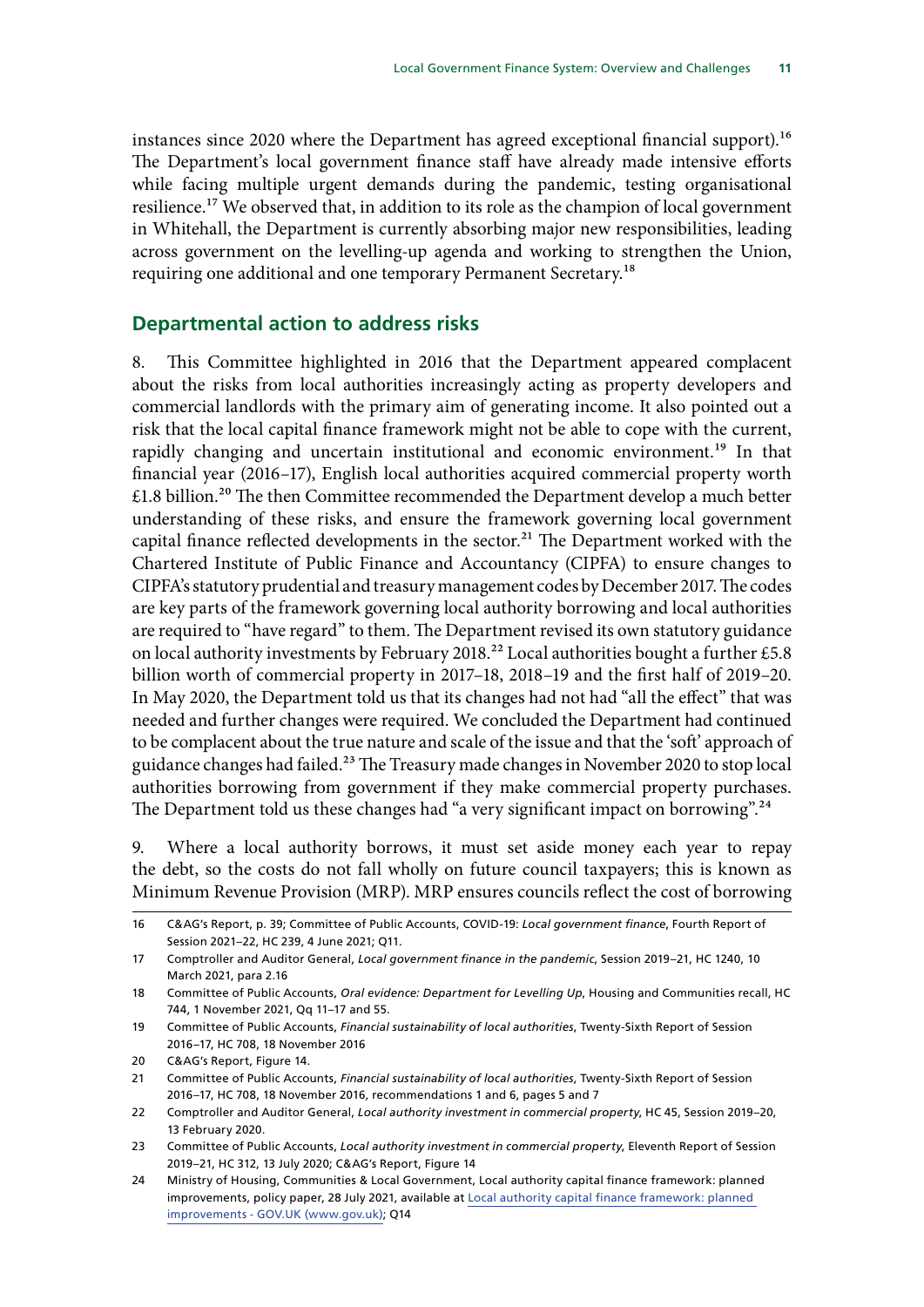instances since 2020 where the Department has agreed exceptional financial support).[16] The Department's local government finance staff have already made intensive efforts while facing multiple urgent demands during the pandemic, testing organisational resilience.[17] We observed that, in addition to its role as the champion of local government in Whitehall, the Department is currently absorbing major new responsibilities, leading across government on the levelling-up agenda and working to strengthen the Union, requiring one additional and one temporary Permanent Secretary.[18]

## Departmental action to address risks

8. This Committee highlighted in 2016 that the Department appeared complacent about the risks from local authorities increasingly acting as property developers and commercial landlords with the primary aim of generating income. It also pointed out a risk that the local capital finance framework might not be able to cope with the current, rapidly changing and uncertain institutional and economic environment.[19] In that financial year (2016–17), English local authorities acquired commercial property worth £1.8 billion.[20] The then Committee recommended the Department develop a much better understanding of these risks, and ensure the framework governing local government capital finance reflected developments in the sector.[21] The Department worked with the Chartered Institute of Public Finance and Accountancy (CIPFA) to ensure changes to CIPFA's statutory prudential and treasury management codes by December 2017. The codes are key parts of the framework governing local authority borrowing and local authorities are required to "have regard" to them. The Department revised its own statutory guidance on local authority investments by February 2018.[22] Local authorities bought a further £5.8 billion worth of commercial property in 2017–18, 2018–19 and the first half of 2019–20. In May 2020, the Department told us that its changes had not had "all the effect" that was needed and further changes were required. We concluded the Department had continued to be complacent about the true nature and scale of the issue and that the 'soft' approach of guidance changes had failed.[23] The Treasury made changes in November 2020 to stop local authorities borrowing from government if they make commercial property purchases. The Department told us these changes had "a very significant impact on borrowing".[24]

9. Where a local authority borrows, it must set aside money each year to repay the debt, so the costs do not fall wholly on future council taxpayers; this is known as Minimum Revenue Provision (MRP). MRP ensures councils reflect the cost of borrowing

---

16 C&AG's Report, p. 39; Committee of Public Accounts, COVID-19: *Local government finance*, Fourth Report of Session 2021–22, HC 239, 4 June 2021; Q11.

17 Comptroller and Auditor General, *Local government finance in the pandemic*, Session 2019–21, HC 1240, 10 March 2021, para 2.16

18 Committee of Public Accounts, *Oral evidence: Department for Levelling Up*, Housing and Communities recall, HC 744, 1 November 2021, Qq 11–17 and 55.

19 Committee of Public Accounts, *Financial sustainability of local authorities*, Twenty-Sixth Report of Session 2016–17, HC 708, 18 November 2016

20 C&AG's Report, Figure 14.

21 Committee of Public Accounts, *Financial sustainability of local authorities*, Twenty-Sixth Report of Session 2016–17, HC 708, 18 November 2016, recommendations 1 and 6, pages 5 and 7

22 Comptroller and Auditor General, *Local authority investment in commercial property*, HC 45, Session 2019–20, 13 February 2020.

23 Committee of Public Accounts, *Local authority investment in commercial property*, Eleventh Report of Session 2019–21, HC 312, 13 July 2020; C&AG's Report, Figure 14

24 Ministry of Housing, Communities & Local Government, Local authority capital finance framework: planned improvements, policy paper, 28 July 2021, available at Local authority capital finance framework: planned improvements - GOV.UK (www.gov.uk); Q14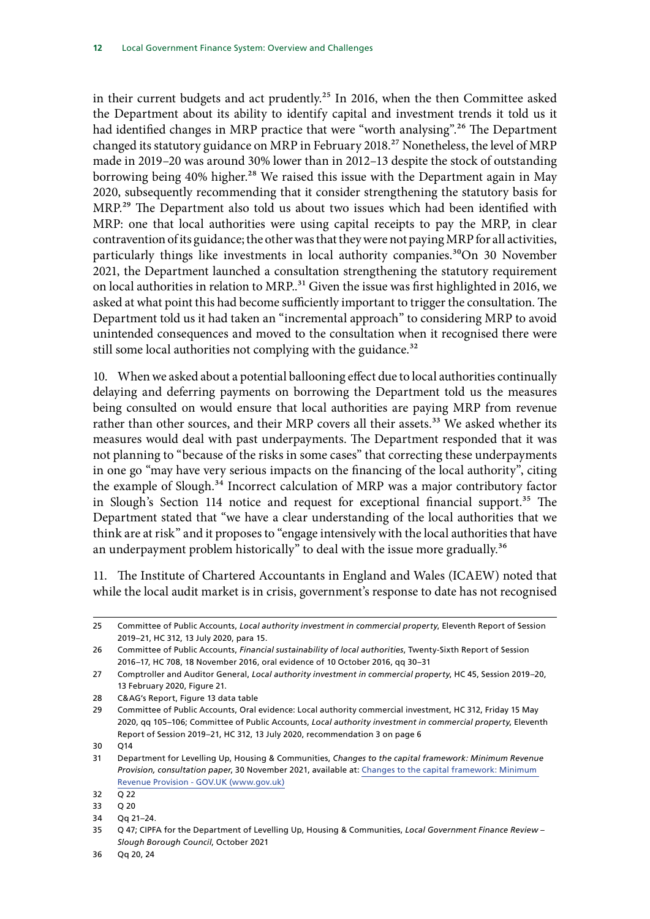in their current budgets and act prudently.[25] In 2016, when the then Committee asked the Department about its ability to identify capital and investment trends it told us it had identified changes in MRP practice that were "worth analysing".[26] The Department changed its statutory guidance on MRP in February 2018.[27] Nonetheless, the level of MRP made in 2019–20 was around 30% lower than in 2012–13 despite the stock of outstanding borrowing being 40% higher.[28] We raised this issue with the Department again in May 2020, subsequently recommending that it consider strengthening the statutory basis for MRP.[29] The Department also told us about two issues which had been identified with MRP: one that local authorities were using capital receipts to pay the MRP, in clear contravention of its guidance; the other was that they were not paying MRP for all activities, particularly things like investments in local authority companies.[30]On 30 November 2021, the Department launched a consultation strengthening the statutory requirement on local authorities in relation to MRP..[31] Given the issue was first highlighted in 2016, we asked at what point this had become sufficiently important to trigger the consultation. The Department told us it had taken an "incremental approach" to considering MRP to avoid unintended consequences and moved to the consultation when it recognised there were still some local authorities not complying with the guidance.[32]

10. When we asked about a potential ballooning effect due to local authorities continually delaying and deferring payments on borrowing the Department told us the measures being consulted on would ensure that local authorities are paying MRP from revenue rather than other sources, and their MRP covers all their assets.[33] We asked whether its measures would deal with past underpayments. The Department responded that it was not planning to "because of the risks in some cases" that correcting these underpayments in one go "may have very serious impacts on the financing of the local authority", citing the example of Slough.[34] Incorrect calculation of MRP was a major contributory factor in Slough's Section 114 notice and request for exceptional financial support.[35] The Department stated that "we have a clear understanding of the local authorities that we think are at risk" and it proposes to "engage intensively with the local authorities that have an underpayment problem historically" to deal with the issue more gradually.[36]

11. The Institute of Chartered Accountants in England and Wales (ICAEW) noted that while the local audit market is in crisis, government's response to date has not recognised

---

25 Committee of Public Accounts, *Local authority investment in commercial property*, Eleventh Report of Session 2019–21, HC 312, 13 July 2020, para 15.

26 Committee of Public Accounts, *Financial sustainability of local authorities*, Twenty-Sixth Report of Session 2016–17, HC 708, 18 November 2016, oral evidence of 10 October 2016, qq 30–31

27 Comptroller and Auditor General, *Local authority investment in commercial property*, HC 45, Session 2019–20, 13 February 2020, Figure 21.

28 C&AG's Report, Figure 13 data table

29 Committee of Public Accounts, Oral evidence: Local authority commercial investment, HC 312, Friday 15 May 2020, qq 105–106; Committee of Public Accounts, *Local authority investment in commercial property*, Eleventh Report of Session 2019–21, HC 312, 13 July 2020, recommendation 3 on page 6

30 Q14

31 Department for Levelling Up, Housing & Communities, *Changes to the capital framework: Minimum Revenue Provision, consultation paper*, 30 November 2021, available at: [Changes to the capital framework: Minimum Revenue Provision - GOV.UK (www.gov.uk)]

32 Q 22

33 Q 20

34 Qq 21–24.

35 Q 47; CIPFA for the Department of Levelling Up, Housing & Communities, *Local Government Finance Review – Slough Borough Council*, October 2021

36 Qq 20, 24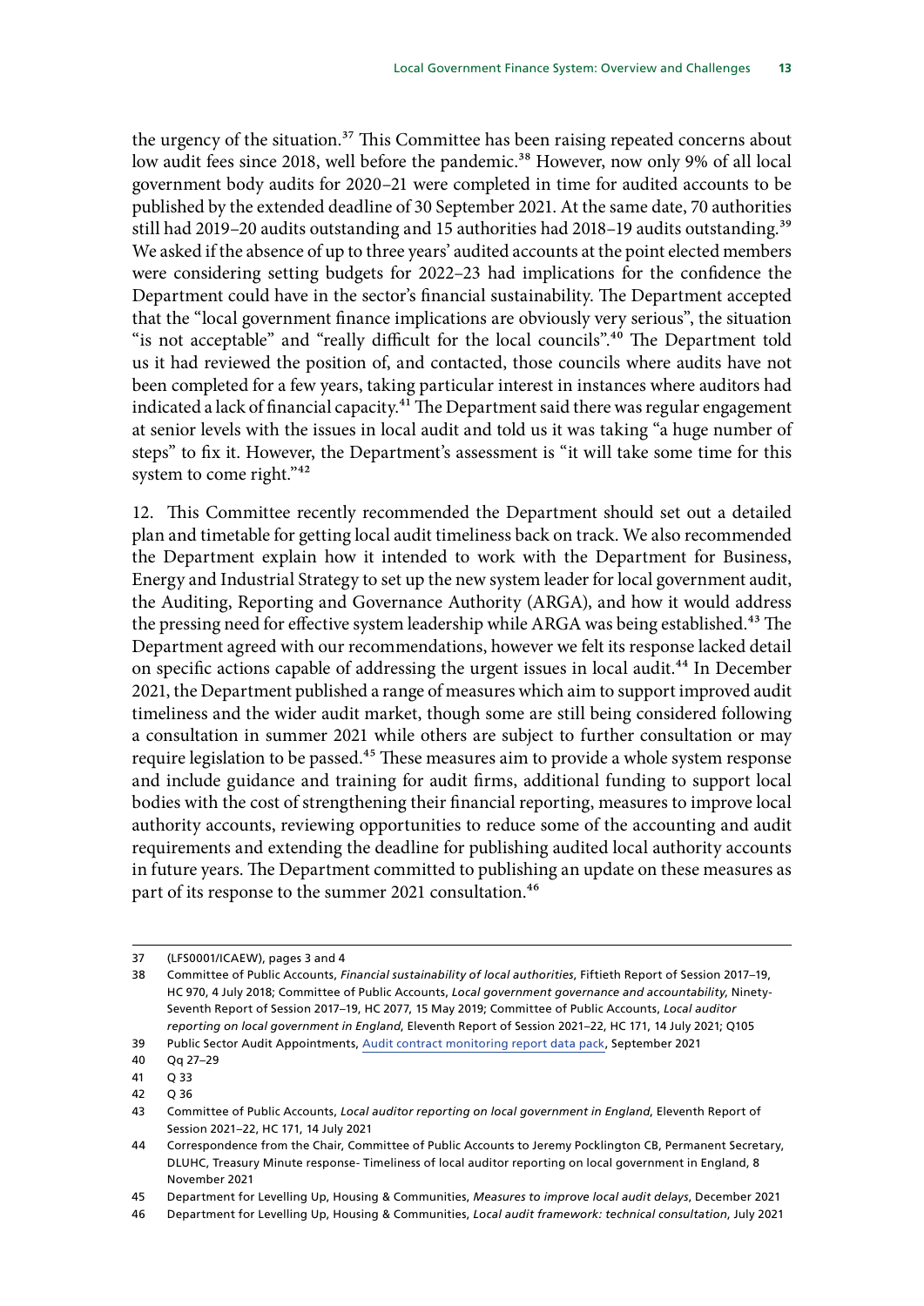the urgency of the situation.[37] This Committee has been raising repeated concerns about low audit fees since 2018, well before the pandemic.[38] However, now only 9% of all local government body audits for 2020–21 were completed in time for audited accounts to be published by the extended deadline of 30 September 2021. At the same date, 70 authorities still had 2019–20 audits outstanding and 15 authorities had 2018–19 audits outstanding.[39] We asked if the absence of up to three years' audited accounts at the point elected members were considering setting budgets for 2022–23 had implications for the confidence the Department could have in the sector's financial sustainability. The Department accepted that the "local government finance implications are obviously very serious", the situation "is not acceptable" and "really difficult for the local councils".[40] The Department told us it had reviewed the position of, and contacted, those councils where audits have not been completed for a few years, taking particular interest in instances where auditors had indicated a lack of financial capacity.[41] The Department said there was regular engagement at senior levels with the issues in local audit and told us it was taking "a huge number of steps" to fix it. However, the Department's assessment is "it will take some time for this system to come right."[42]

12. This Committee recently recommended the Department should set out a detailed plan and timetable for getting local audit timeliness back on track. We also recommended the Department explain how it intended to work with the Department for Business, Energy and Industrial Strategy to set up the new system leader for local government audit, the Auditing, Reporting and Governance Authority (ARGA), and how it would address the pressing need for effective system leadership while ARGA was being established.[43] The Department agreed with our recommendations, however we felt its response lacked detail on specific actions capable of addressing the urgent issues in local audit.[44] In December 2021, the Department published a range of measures which aim to support improved audit timeliness and the wider audit market, though some are still being considered following a consultation in summer 2021 while others are subject to further consultation or may require legislation to be passed.[45] These measures aim to provide a whole system response and include guidance and training for audit firms, additional funding to support local bodies with the cost of strengthening their financial reporting, measures to improve local authority accounts, reviewing opportunities to reduce some of the accounting and audit requirements and extending the deadline for publishing audited local authority accounts in future years. The Department committed to publishing an update on these measures as part of its response to the summer 2021 consultation.[46]

---

37 (LFS0001/ICAEW), pages 3 and 4

38 Committee of Public Accounts, *Financial sustainability of local authorities*, Fiftieth Report of Session 2017–19, HC 970, 4 July 2018; Committee of Public Accounts, *Local government governance and accountability*, Ninety-Seventh Report of Session 2017–19, HC 2077, 15 May 2019; Committee of Public Accounts, *Local auditor reporting on local government in England*, Eleventh Report of Session 2021–22, HC 171, 14 July 2021; Q105

39 Public Sector Audit Appointments, Audit contract monitoring report data pack, September 2021

40 Qq 27–29

41 Q 33

42 Q 36

43 Committee of Public Accounts, *Local auditor reporting on local government in England*, Eleventh Report of Session 2021–22, HC 171, 14 July 2021

44 Correspondence from the Chair, Committee of Public Accounts to Jeremy Pocklington CB, Permanent Secretary, DLUHC, Treasury Minute response- Timeliness of local auditor reporting on local government in England, 8 November 2021

45 Department for Levelling Up, Housing & Communities, *Measures to improve local audit delays*, December 2021

46 Department for Levelling Up, Housing & Communities, *Local audit framework: technical consultation*, July 2021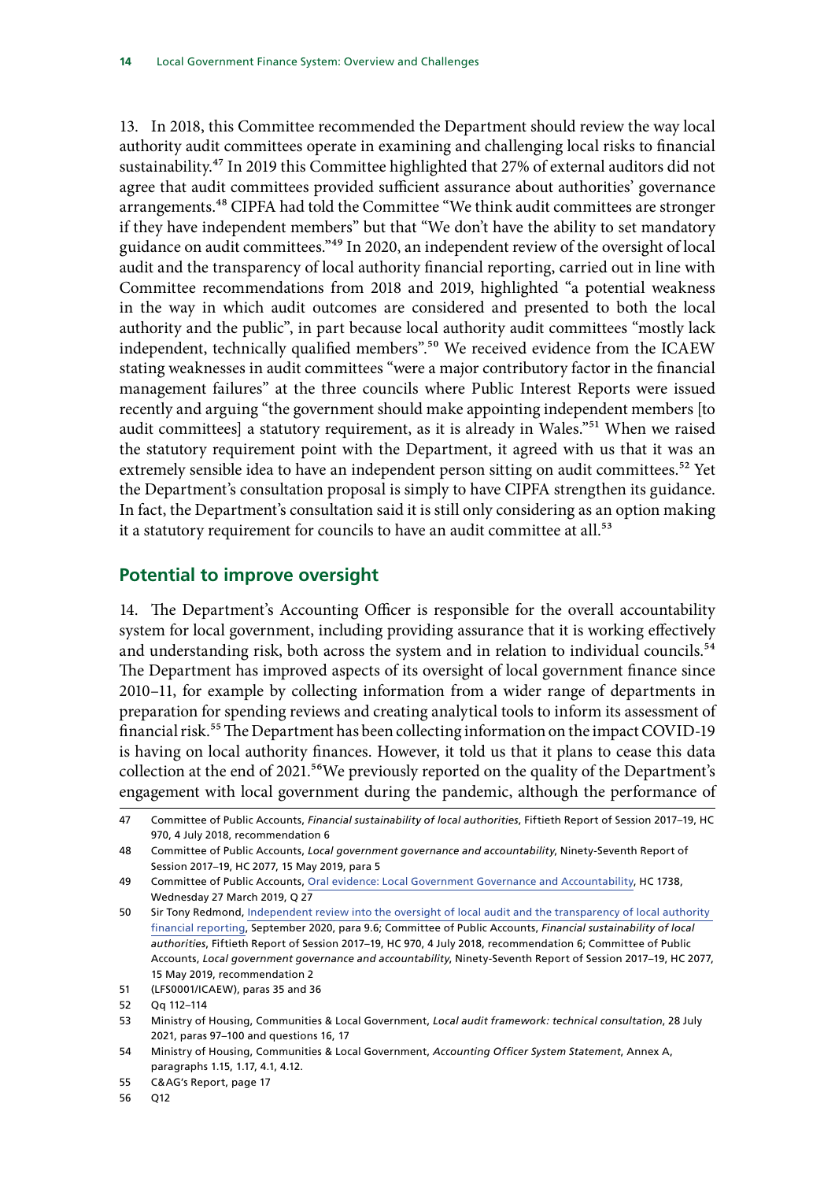13. In 2018, this Committee recommended the Department should review the way local authority audit committees operate in examining and challenging local risks to financial sustainability.[47] In 2019 this Committee highlighted that 27% of external auditors did not agree that audit committees provided sufficient assurance about authorities' governance arrangements.[48] CIPFA had told the Committee "We think audit committees are stronger if they have independent members" but that "We don't have the ability to set mandatory guidance on audit committees."[49] In 2020, an independent review of the oversight of local audit and the transparency of local authority financial reporting, carried out in line with Committee recommendations from 2018 and 2019, highlighted "a potential weakness in the way in which audit outcomes are considered and presented to both the local authority and the public", in part because local authority audit committees "mostly lack independent, technically qualified members".[50] We received evidence from the ICAEW stating weaknesses in audit committees "were a major contributory factor in the financial management failures" at the three councils where Public Interest Reports were issued recently and arguing "the government should make appointing independent members [to audit committees] a statutory requirement, as it is already in Wales."[51] When we raised the statutory requirement point with the Department, it agreed with us that it was an extremely sensible idea to have an independent person sitting on audit committees.[52] Yet the Department's consultation proposal is simply to have CIPFA strengthen its guidance. In fact, the Department's consultation said it is still only considering as an option making it a statutory requirement for councils to have an audit committee at all.[53]

## Potential to improve oversight

14. The Department's Accounting Officer is responsible for the overall accountability system for local government, including providing assurance that it is working effectively and understanding risk, both across the system and in relation to individual councils.[54] The Department has improved aspects of its oversight of local government finance since 2010–11, for example by collecting information from a wider range of departments in preparation for spending reviews and creating analytical tools to inform its assessment of financial risk.[55] The Department has been collecting information on the impact COVID-19 is having on local authority finances. However, it told us that it plans to cease this data collection at the end of 2021.[56]We previously reported on the quality of the Department's engagement with local government during the pandemic, although the performance of

---

47 Committee of Public Accounts, *Financial sustainability of local authorities*, Fiftieth Report of Session 2017–19, HC 970, 4 July 2018, recommendation 6

48 Committee of Public Accounts, *Local government governance and accountability*, Ninety-Seventh Report of Session 2017–19, HC 2077, 15 May 2019, para 5

49 Committee of Public Accounts, Oral evidence: Local Government Governance and Accountability, HC 1738, Wednesday 27 March 2019, Q 27

50 Sir Tony Redmond, Independent review into the oversight of local audit and the transparency of local authority financial reporting, September 2020, para 9.6; Committee of Public Accounts, *Financial sustainability of local authorities*, Fiftieth Report of Session 2017–19, HC 970, 4 July 2018, recommendation 6; Committee of Public Accounts, *Local government governance and accountability*, Ninety-Seventh Report of Session 2017–19, HC 2077, 15 May 2019, recommendation 2

51 (LFS0001/ICAEW), paras 35 and 36

52 Qq 112–114

53 Ministry of Housing, Communities & Local Government, *Local audit framework: technical consultation*, 28 July 2021, paras 97–100 and questions 16, 17

54 Ministry of Housing, Communities & Local Government, *Accounting Officer System Statement*, Annex A, paragraphs 1.15, 1.17, 4.1, 4.12.

55 C&AG's Report, page 17

56 Q12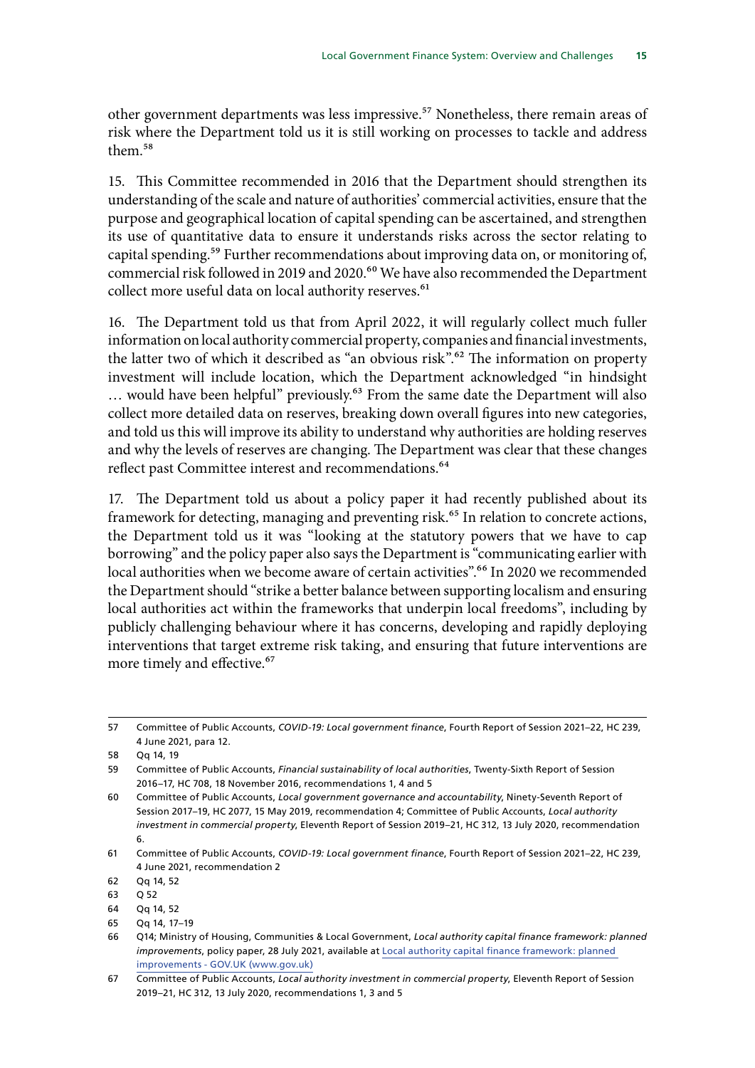other government departments was less impressive.[57] Nonetheless, there remain areas of risk where the Department told us it is still working on processes to tackle and address them.[58]

15. This Committee recommended in 2016 that the Department should strengthen its understanding of the scale and nature of authorities' commercial activities, ensure that the purpose and geographical location of capital spending can be ascertained, and strengthen its use of quantitative data to ensure it understands risks across the sector relating to capital spending.[59] Further recommendations about improving data on, or monitoring of, commercial risk followed in 2019 and 2020.[60] We have also recommended the Department collect more useful data on local authority reserves.[61]

16. The Department told us that from April 2022, it will regularly collect much fuller information on local authority commercial property, companies and financial investments, the latter two of which it described as "an obvious risk".[62] The information on property investment will include location, which the Department acknowledged "in hindsight … would have been helpful" previously.[63] From the same date the Department will also collect more detailed data on reserves, breaking down overall figures into new categories, and told us this will improve its ability to understand why authorities are holding reserves and why the levels of reserves are changing. The Department was clear that these changes reflect past Committee interest and recommendations.[64]

17. The Department told us about a policy paper it had recently published about its framework for detecting, managing and preventing risk.[65] In relation to concrete actions, the Department told us it was "looking at the statutory powers that we have to cap borrowing" and the policy paper also says the Department is "communicating earlier with local authorities when we become aware of certain activities".[66] In 2020 we recommended the Department should "strike a better balance between supporting localism and ensuring local authorities act within the frameworks that underpin local freedoms", including by publicly challenging behaviour where it has concerns, developing and rapidly deploying interventions that target extreme risk taking, and ensuring that future interventions are more timely and effective.[67]

---

57 Committee of Public Accounts, *COVID-19: Local government finance*, Fourth Report of Session 2021–22, HC 239, 4 June 2021, para 12.

58 Qq 14, 19

59 Committee of Public Accounts, *Financial sustainability of local authorities*, Twenty-Sixth Report of Session 2016–17, HC 708, 18 November 2016, recommendations 1, 4 and 5

60 Committee of Public Accounts, *Local government governance and accountability*, Ninety-Seventh Report of Session 2017–19, HC 2077, 15 May 2019, recommendation 4; Committee of Public Accounts, *Local authority investment in commercial property*, Eleventh Report of Session 2019–21, HC 312, 13 July 2020, recommendation 6.

61 Committee of Public Accounts, *COVID-19: Local government finance*, Fourth Report of Session 2021–22, HC 239, 4 June 2021, recommendation 2

62 Qq 14, 52

63 Q 52

64 Qq 14, 52

65 Qq 14, 17–19

66 Q14; Ministry of Housing, Communities & Local Government, *Local authority capital finance framework: planned improvements*, policy paper, 28 July 2021, available at Local authority capital finance framework: planned improvements - GOV.UK (www.gov.uk)

67 Committee of Public Accounts, *Local authority investment in commercial property*, Eleventh Report of Session 2019–21, HC 312, 13 July 2020, recommendations 1, 3 and 5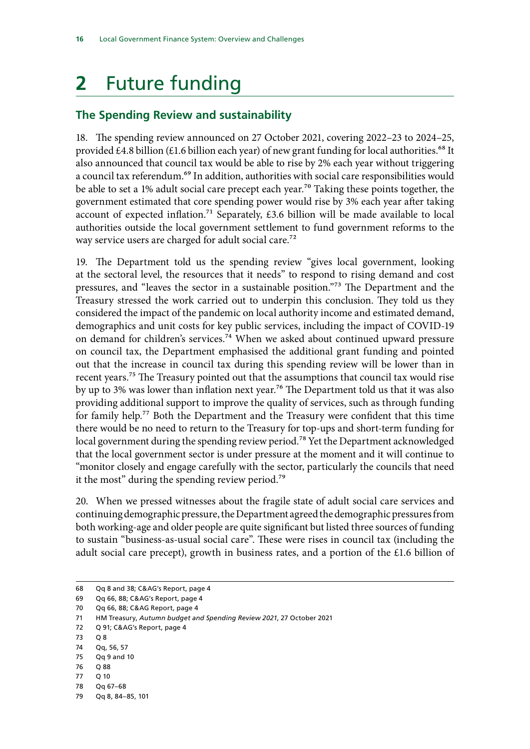# 2 Future funding

## The Spending Review and sustainability

18. The spending review announced on 27 October 2021, covering 2022–23 to 2024–25, provided £4.8 billion (£1.6 billion each year) of new grant funding for local authorities.[68] It also announced that council tax would be able to rise by 2% each year without triggering a council tax referendum.[69] In addition, authorities with social care responsibilities would be able to set a 1% adult social care precept each year.[70] Taking these points together, the government estimated that core spending power would rise by 3% each year after taking account of expected inflation.[71] Separately, £3.6 billion will be made available to local authorities outside the local government settlement to fund government reforms to the way service users are charged for adult social care.[72]

19. The Department told us the spending review "gives local government, looking at the sectoral level, the resources that it needs" to respond to rising demand and cost pressures, and "leaves the sector in a sustainable position."[73] The Department and the Treasury stressed the work carried out to underpin this conclusion. They told us they considered the impact of the pandemic on local authority income and estimated demand, demographics and unit costs for key public services, including the impact of COVID-19 on demand for children's services.[74] When we asked about continued upward pressure on council tax, the Department emphasised the additional grant funding and pointed out that the increase in council tax during this spending review will be lower than in recent years.[75] The Treasury pointed out that the assumptions that council tax would rise by up to 3% was lower than inflation next year.[76] The Department told us that it was also providing additional support to improve the quality of services, such as through funding for family help.[77] Both the Department and the Treasury were confident that this time there would be no need to return to the Treasury for top-ups and short-term funding for local government during the spending review period.[78] Yet the Department acknowledged that the local government sector is under pressure at the moment and it will continue to "monitor closely and engage carefully with the sector, particularly the councils that need it the most" during the spending review period.[79]

20. When we pressed witnesses about the fragile state of adult social care services and continuing demographic pressure, the Department agreed the demographic pressures from both working-age and older people are quite significant but listed three sources of funding to sustain "business-as-usual social care". These were rises in council tax (including the adult social care precept), growth in business rates, and a portion of the £1.6 billion of

---

68 Qq 8 and 38; C&AG's Report, page 4

69 Qq 66, 88; C&AG's Report, page 4

70 Qq 66, 88; C&AG Report, page 4

71 HM Treasury, *Autumn budget and Spending Review 2021*, 27 October 2021

72 Q 91; C&AG's Report, page 4

73 Q 8

74 Qq, 56, 57

75 Qq 9 and 10

76 Q 88

77 Q 10

78 Qq 67–68

79 Qq 8, 84–85, 101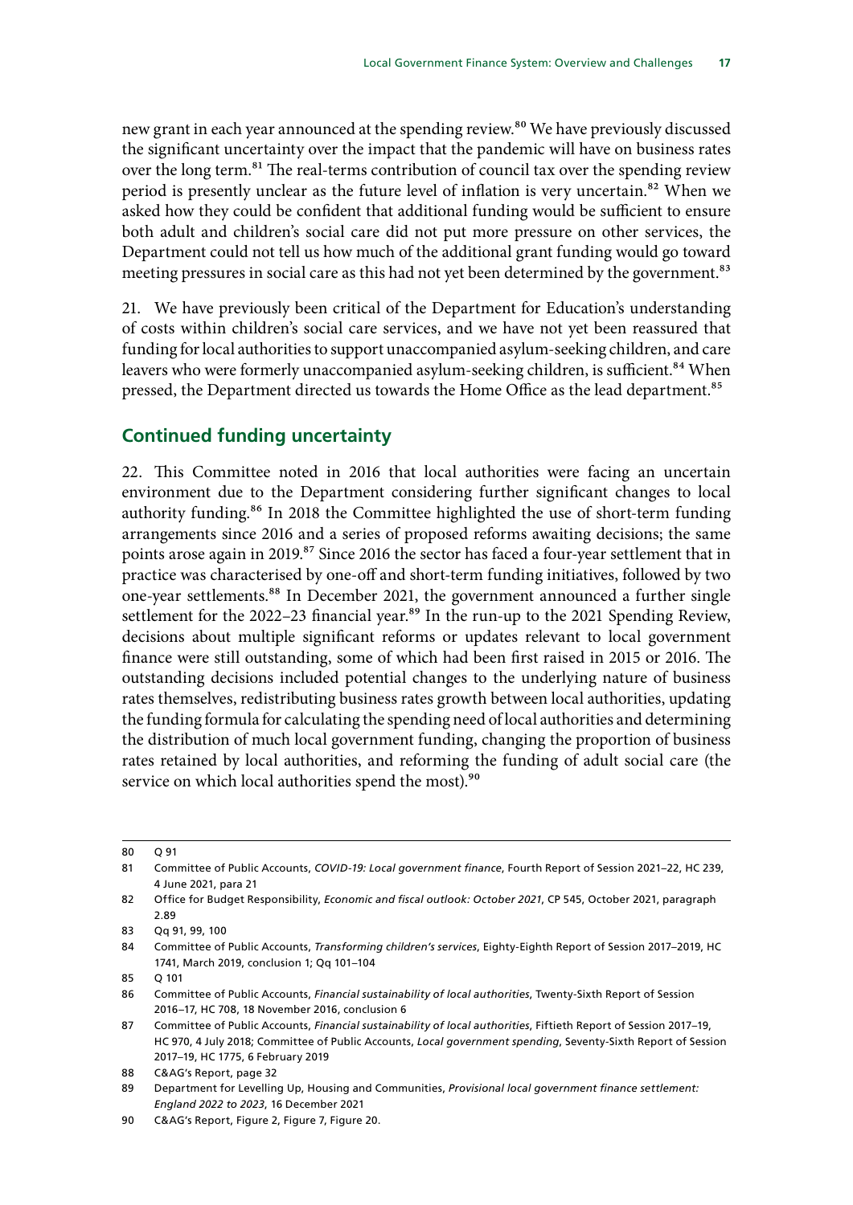new grant in each year announced at the spending review.[80] We have previously discussed the significant uncertainty over the impact that the pandemic will have on business rates over the long term.[81] The real-terms contribution of council tax over the spending review period is presently unclear as the future level of inflation is very uncertain.[82] When we asked how they could be confident that additional funding would be sufficient to ensure both adult and children's social care did not put more pressure on other services, the Department could not tell us how much of the additional grant funding would go toward meeting pressures in social care as this had not yet been determined by the government.[83]

21. We have previously been critical of the Department for Education's understanding of costs within children's social care services, and we have not yet been reassured that funding for local authorities to support unaccompanied asylum-seeking children, and care leavers who were formerly unaccompanied asylum-seeking children, is sufficient.[84] When pressed, the Department directed us towards the Home Office as the lead department.[85]

## Continued funding uncertainty

22. This Committee noted in 2016 that local authorities were facing an uncertain environment due to the Department considering further significant changes to local authority funding.[86] In 2018 the Committee highlighted the use of short-term funding arrangements since 2016 and a series of proposed reforms awaiting decisions; the same points arose again in 2019.[87] Since 2016 the sector has faced a four-year settlement that in practice was characterised by one-off and short-term funding initiatives, followed by two one-year settlements.[88] In December 2021, the government announced a further single settlement for the 2022–23 financial year.[89] In the run-up to the 2021 Spending Review, decisions about multiple significant reforms or updates relevant to local government finance were still outstanding, some of which had been first raised in 2015 or 2016. The outstanding decisions included potential changes to the underlying nature of business rates themselves, redistributing business rates growth between local authorities, updating the funding formula for calculating the spending need of local authorities and determining the distribution of much local government funding, changing the proportion of business rates retained by local authorities, and reforming the funding of adult social care (the service on which local authorities spend the most).[90]

---

80 Q 91

81 Committee of Public Accounts, *COVID-19: Local government finance*, Fourth Report of Session 2021–22, HC 239, 4 June 2021, para 21

82 Office for Budget Responsibility, *Economic and fiscal outlook: October 2021*, CP 545, October 2021, paragraph 2.89

83 Qq 91, 99, 100

84 Committee of Public Accounts, *Transforming children's services*, Eighty-Eighth Report of Session 2017–2019, HC 1741, March 2019, conclusion 1; Qq 101–104

85 Q 101

86 Committee of Public Accounts, *Financial sustainability of local authorities*, Twenty-Sixth Report of Session 2016–17, HC 708, 18 November 2016, conclusion 6

87 Committee of Public Accounts, *Financial sustainability of local authorities*, Fiftieth Report of Session 2017–19, HC 970, 4 July 2018; Committee of Public Accounts, *Local government spending*, Seventy-Sixth Report of Session 2017–19, HC 1775, 6 February 2019

88 C&AG's Report, page 32

89 Department for Levelling Up, Housing and Communities, *Provisional local government finance settlement: England 2022 to 2023*, 16 December 2021

90 C&AG's Report, Figure 2, Figure 7, Figure 20.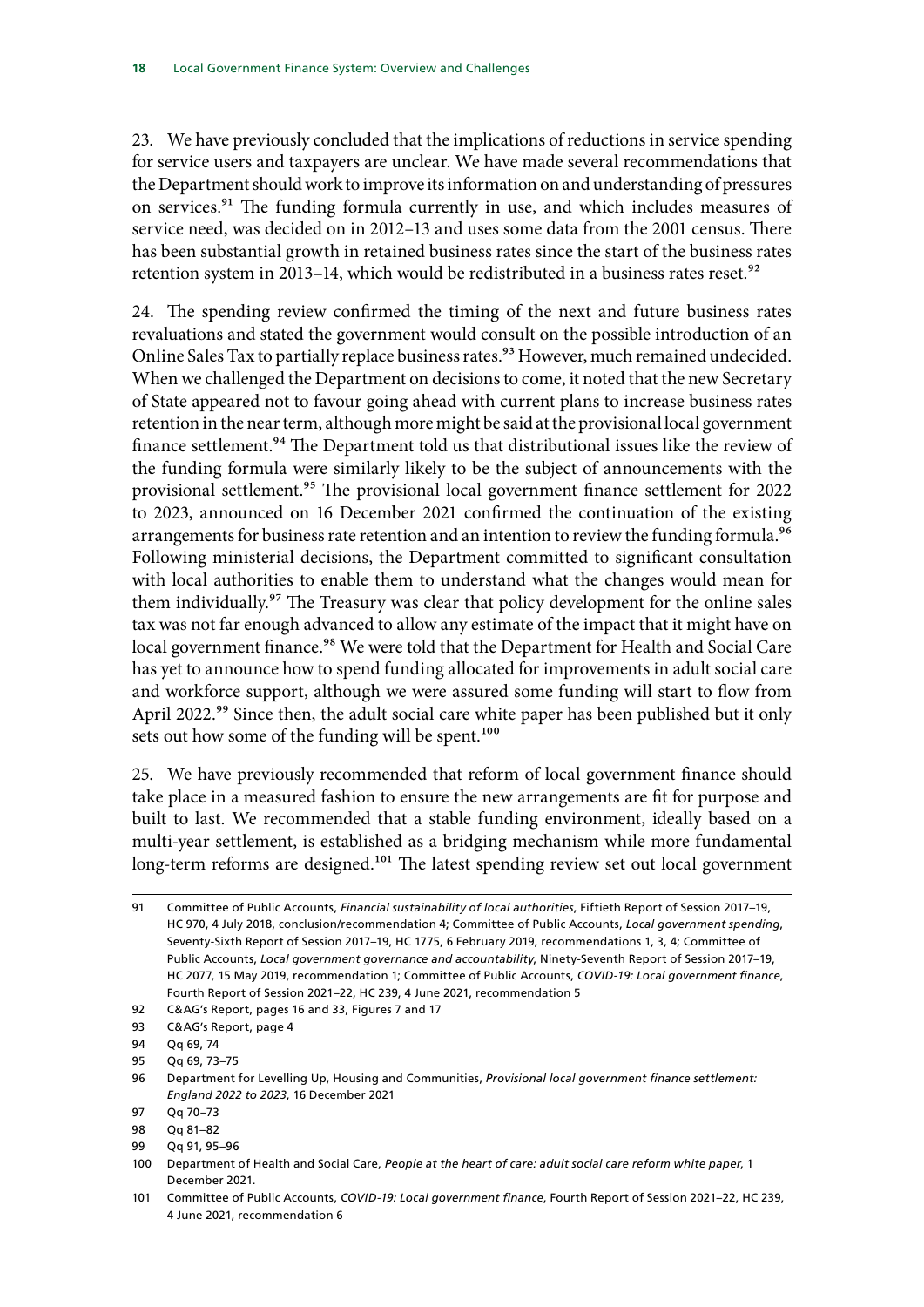23. We have previously concluded that the implications of reductions in service spending for service users and taxpayers are unclear. We have made several recommendations that the Department should work to improve its information on and understanding of pressures on services.[91] The funding formula currently in use, and which includes measures of service need, was decided on in 2012–13 and uses some data from the 2001 census. There has been substantial growth in retained business rates since the start of the business rates retention system in 2013–14, which would be redistributed in a business rates reset.[92]

24. The spending review confirmed the timing of the next and future business rates revaluations and stated the government would consult on the possible introduction of an Online Sales Tax to partially replace business rates.[93] However, much remained undecided. When we challenged the Department on decisions to come, it noted that the new Secretary of State appeared not to favour going ahead with current plans to increase business rates retention in the near term, although more might be said at the provisional local government finance settlement.[94] The Department told us that distributional issues like the review of the funding formula were similarly likely to be the subject of announcements with the provisional settlement.[95] The provisional local government finance settlement for 2022 to 2023, announced on 16 December 2021 confirmed the continuation of the existing arrangements for business rate retention and an intention to review the funding formula.[96] Following ministerial decisions, the Department committed to significant consultation with local authorities to enable them to understand what the changes would mean for them individually.[97] The Treasury was clear that policy development for the online sales tax was not far enough advanced to allow any estimate of the impact that it might have on local government finance.[98] We were told that the Department for Health and Social Care has yet to announce how to spend funding allocated for improvements in adult social care and workforce support, although we were assured some funding will start to flow from April 2022.[99] Since then, the adult social care white paper has been published but it only sets out how some of the funding will be spent.[100]

25. We have previously recommended that reform of local government finance should take place in a measured fashion to ensure the new arrangements are fit for purpose and built to last. We recommended that a stable funding environment, ideally based on a multi-year settlement, is established as a bridging mechanism while more fundamental long-term reforms are designed.[101] The latest spending review set out local government

---

91 Committee of Public Accounts, *Financial sustainability of local authorities*, Fiftieth Report of Session 2017–19, HC 970, 4 July 2018, conclusion/recommendation 4; Committee of Public Accounts, *Local government spending*, Seventy-Sixth Report of Session 2017–19, HC 1775, 6 February 2019, recommendations 1, 3, 4; Committee of Public Accounts, *Local government governance and accountability*, Ninety-Seventh Report of Session 2017–19, HC 2077, 15 May 2019, recommendation 1; Committee of Public Accounts, *COVID-19: Local government finance*, Fourth Report of Session 2021–22, HC 239, 4 June 2021, recommendation 5

92 C&AG's Report, pages 16 and 33, Figures 7 and 17

93 C&AG's Report, page 4

94 Qq 69, 74

95 Qq 69, 73–75

96 Department for Levelling Up, Housing and Communities, *Provisional local government finance settlement: England 2022 to 2023*, 16 December 2021

97 Qq 70–73

98 Qq 81–82

99 Qq 91, 95–96

100 Department of Health and Social Care, *People at the heart of care: adult social care reform white paper*, 1 December 2021.

101 Committee of Public Accounts, *COVID-19: Local government finance*, Fourth Report of Session 2021–22, HC 239, 4 June 2021, recommendation 6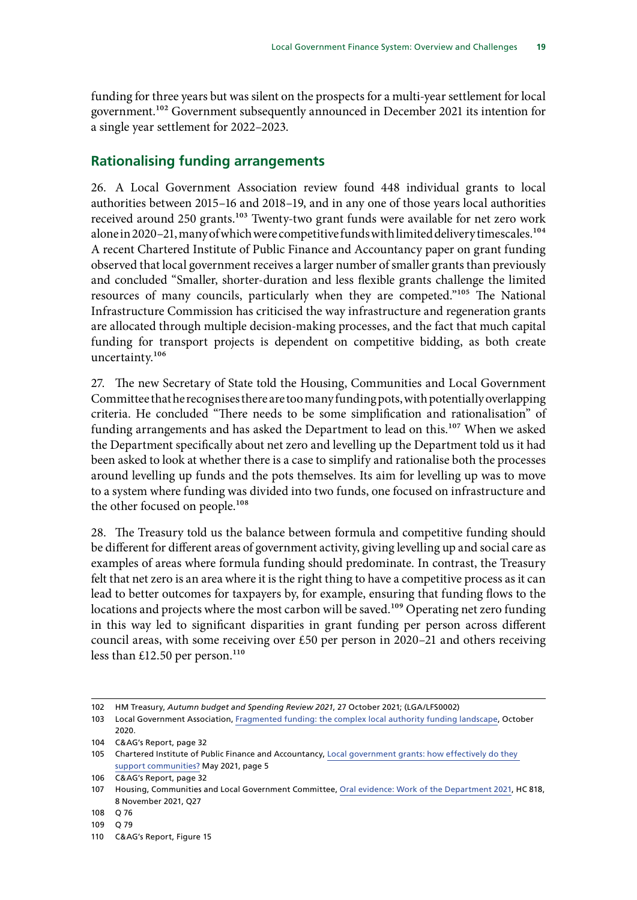funding for three years but was silent on the prospects for a multi-year settlement for local government.[102] Government subsequently announced in December 2021 its intention for a single year settlement for 2022–2023.

## Rationalising funding arrangements

26. A Local Government Association review found 448 individual grants to local authorities between 2015–16 and 2018–19, and in any one of those years local authorities received around 250 grants.[103] Twenty-two grant funds were available for net zero work alone in 2020–21, many of which were competitive funds with limited delivery timescales.[104] A recent Chartered Institute of Public Finance and Accountancy paper on grant funding observed that local government receives a larger number of smaller grants than previously and concluded "Smaller, shorter-duration and less flexible grants challenge the limited resources of many councils, particularly when they are competed."[105] The National Infrastructure Commission has criticised the way infrastructure and regeneration grants are allocated through multiple decision-making processes, and the fact that much capital funding for transport projects is dependent on competitive bidding, as both create uncertainty.[106]

27. The new Secretary of State told the Housing, Communities and Local Government Committee that he recognises there are too many funding pots, with potentially overlapping criteria. He concluded "There needs to be some simplification and rationalisation" of funding arrangements and has asked the Department to lead on this.[107] When we asked the Department specifically about net zero and levelling up the Department told us it had been asked to look at whether there is a case to simplify and rationalise both the processes around levelling up funds and the pots themselves. Its aim for levelling up was to move to a system where funding was divided into two funds, one focused on infrastructure and the other focused on people.[108]

28. The Treasury told us the balance between formula and competitive funding should be different for different areas of government activity, giving levelling up and social care as examples of areas where formula funding should predominate. In contrast, the Treasury felt that net zero is an area where it is the right thing to have a competitive process as it can lead to better outcomes for taxpayers by, for example, ensuring that funding flows to the locations and projects where the most carbon will be saved.[109] Operating net zero funding in this way led to significant disparities in grant funding per person across different council areas, with some receiving over £50 per person in 2020–21 and others receiving less than £12.50 per person.[110]

---

102 HM Treasury, *Autumn budget and Spending Review 2021*, 27 October 2021; (LGA/LFS0002)

103 Local Government Association, Fragmented funding: the complex local authority funding landscape, October 2020.

104 C&AG's Report, page 32

105 Chartered Institute of Public Finance and Accountancy, Local government grants: how effectively do they support communities? May 2021, page 5

106 C&AG's Report, page 32

107 Housing, Communities and Local Government Committee, Oral evidence: Work of the Department 2021, HC 818, 8 November 2021, Q27

108 Q 76

109 Q 79

110 C&AG's Report, Figure 15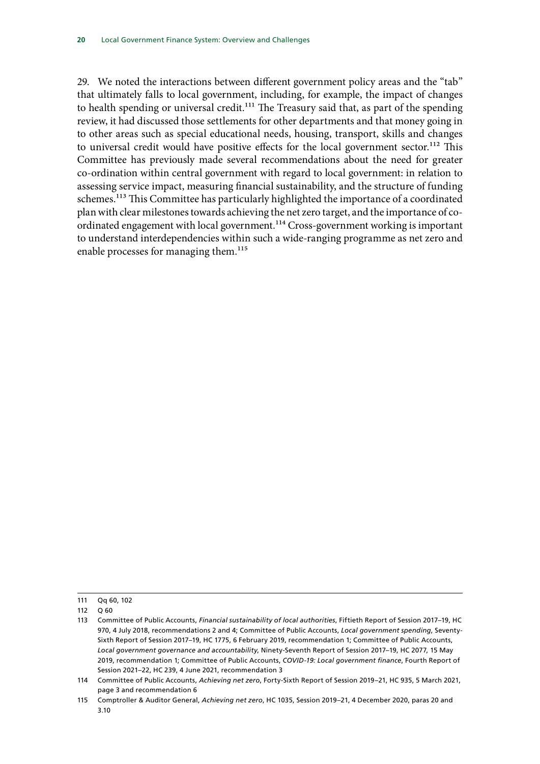29. We noted the interactions between different government policy areas and the "tab" that ultimately falls to local government, including, for example, the impact of changes to health spending or universal credit.[111] The Treasury said that, as part of the spending review, it had discussed those settlements for other departments and that money going in to other areas such as special educational needs, housing, transport, skills and changes to universal credit would have positive effects for the local government sector.[112] This Committee has previously made several recommendations about the need for greater co-ordination within central government with regard to local government: in relation to assessing service impact, measuring financial sustainability, and the structure of funding schemes.[113] This Committee has particularly highlighted the importance of a coordinated plan with clear milestones towards achieving the net zero target, and the importance of co-ordinated engagement with local government.[114] Cross-government working is important to understand interdependencies within such a wide-ranging programme as net zero and enable processes for managing them.[115]

---

111 Qq 60, 102

112 Q 60

113 Committee of Public Accounts, *Financial sustainability of local authorities*, Fiftieth Report of Session 2017–19, HC 970, 4 July 2018, recommendations 2 and 4; Committee of Public Accounts, *Local government spending*, Seventy-Sixth Report of Session 2017–19, HC 1775, 6 February 2019, recommendation 1; Committee of Public Accounts, *Local government governance and accountability*, Ninety-Seventh Report of Session 2017–19, HC 2077, 15 May 2019, recommendation 1; Committee of Public Accounts, *COVID-19: Local government finance*, Fourth Report of Session 2021–22, HC 239, 4 June 2021, recommendation 3

114 Committee of Public Accounts, *Achieving net zero*, Forty-Sixth Report of Session 2019–21, HC 935, 5 March 2021, page 3 and recommendation 6

115 Comptroller & Auditor General, *Achieving net zero*, HC 1035, Session 2019–21, 4 December 2020, paras 20 and 3.10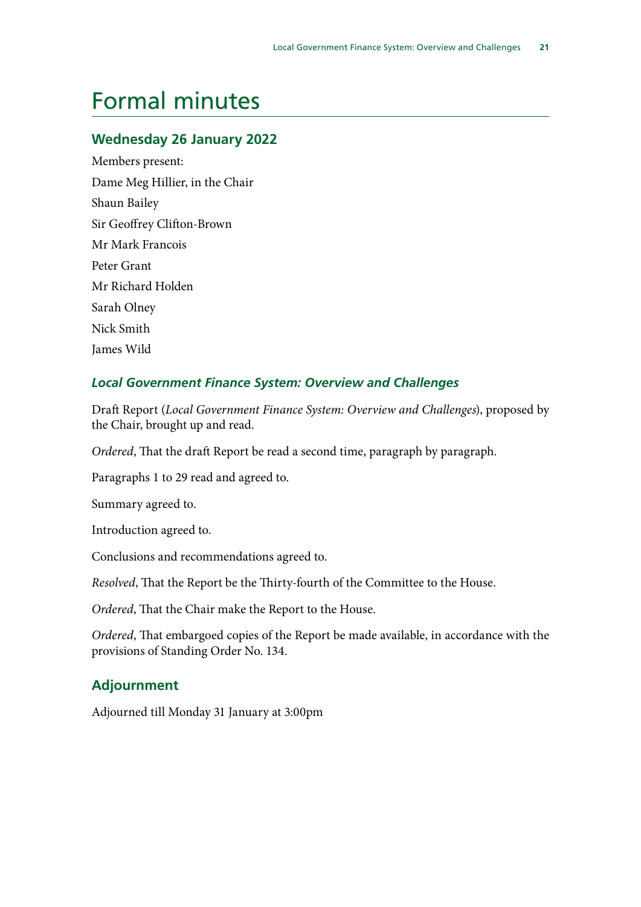# Formal minutes

## Wednesday 26 January 2022

Members present:

Dame Meg Hillier, in the Chair

Shaun Bailey

Sir Geoffrey Clifton-Brown

Mr Mark Francois

Peter Grant

Mr Richard Holden

Sarah Olney

Nick Smith

James Wild

### *Local Government Finance System: Overview and Challenges*

Draft Report (*Local Government Finance System: Overview and Challenges*), proposed by the Chair, brought up and read.

*Ordered*, That the draft Report be read a second time, paragraph by paragraph.

Paragraphs 1 to 29 read and agreed to.

Summary agreed to.

Introduction agreed to.

Conclusions and recommendations agreed to.

*Resolved*, That the Report be the Thirty-fourth of the Committee to the House.

*Ordered*, That the Chair make the Report to the House.

*Ordered*, That embargoed copies of the Report be made available, in accordance with the provisions of Standing Order No. 134.

## Adjournment

Adjourned till Monday 31 January at 3:00pm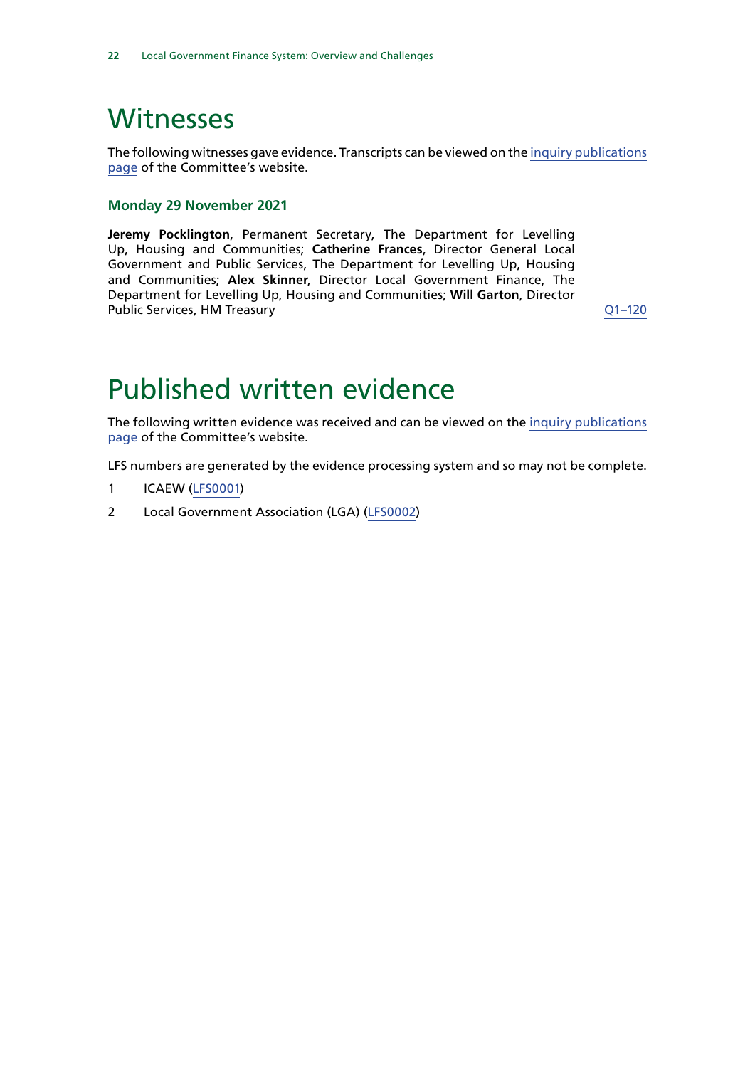# Witnesses

The following witnesses gave evidence. Transcripts can be viewed on the inquiry publications page of the Committee's website.

### Monday 29 November 2021

**Jeremy Pocklington**, Permanent Secretary, The Department for Levelling Up, Housing and Communities; **Catherine Frances**, Director General Local Government and Public Services, The Department for Levelling Up, Housing and Communities; **Alex Skinner**, Director Local Government Finance, The Department for Levelling Up, Housing and Communities; **Will Garton**, Director Public Services, HM Treasury — Q1–120

# Published written evidence

The following written evidence was received and can be viewed on the inquiry publications page of the Committee's website.

LFS numbers are generated by the evidence processing system and so may not be complete.

1 ICAEW (LFS0001)

2 Local Government Association (LGA) (LFS0002)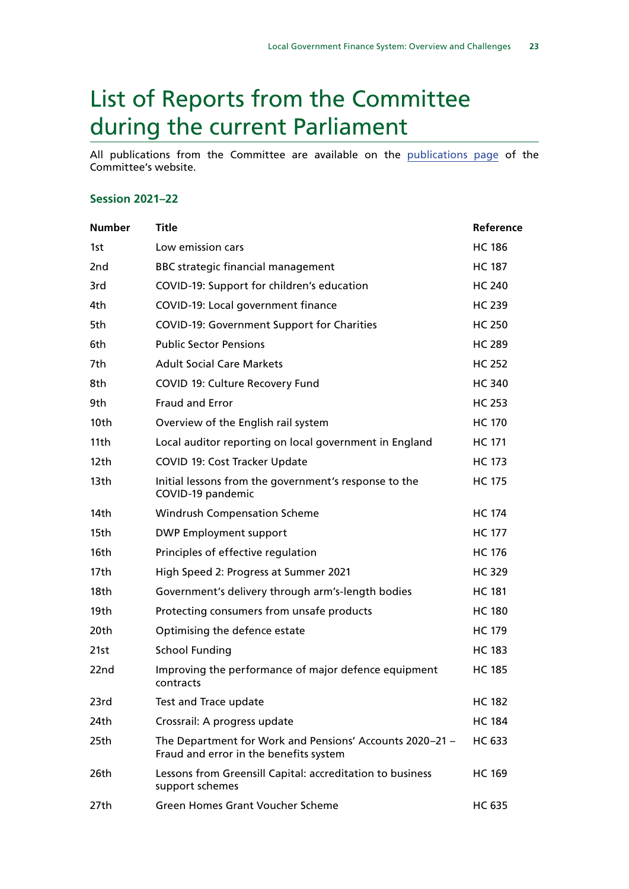# List of Reports from the Committee during the current Parliament

All publications from the Committee are available on the publications page of the Committee's website.

### Session 2021–22

| Number | Title | Reference |
|---|---|---|
| 1st | Low emission cars | HC 186 |
| 2nd | BBC strategic financial management | HC 187 |
| 3rd | COVID-19: Support for children's education | HC 240 |
| 4th | COVID-19: Local government finance | HC 239 |
| 5th | COVID-19: Government Support for Charities | HC 250 |
| 6th | Public Sector Pensions | HC 289 |
| 7th | Adult Social Care Markets | HC 252 |
| 8th | COVID 19: Culture Recovery Fund | HC 340 |
| 9th | Fraud and Error | HC 253 |
| 10th | Overview of the English rail system | HC 170 |
| 11th | Local auditor reporting on local government in England | HC 171 |
| 12th | COVID 19: Cost Tracker Update | HC 173 |
| 13th | Initial lessons from the government's response to the COVID-19 pandemic | HC 175 |
| 14th | Windrush Compensation Scheme | HC 174 |
| 15th | DWP Employment support | HC 177 |
| 16th | Principles of effective regulation | HC 176 |
| 17th | High Speed 2: Progress at Summer 2021 | HC 329 |
| 18th | Government's delivery through arm's-length bodies | HC 181 |
| 19th | Protecting consumers from unsafe products | HC 180 |
| 20th | Optimising the defence estate | HC 179 |
| 21st | School Funding | HC 183 |
| 22nd | Improving the performance of major defence equipment contracts | HC 185 |
| 23rd | Test and Trace update | HC 182 |
| 24th | Crossrail: A progress update | HC 184 |
| 25th | The Department for Work and Pensions' Accounts 2020–21 – Fraud and error in the benefits system | HC 633 |
| 26th | Lessons from Greensill Capital: accreditation to business support schemes | HC 169 |
| 27th | Green Homes Grant Voucher Scheme | HC 635 |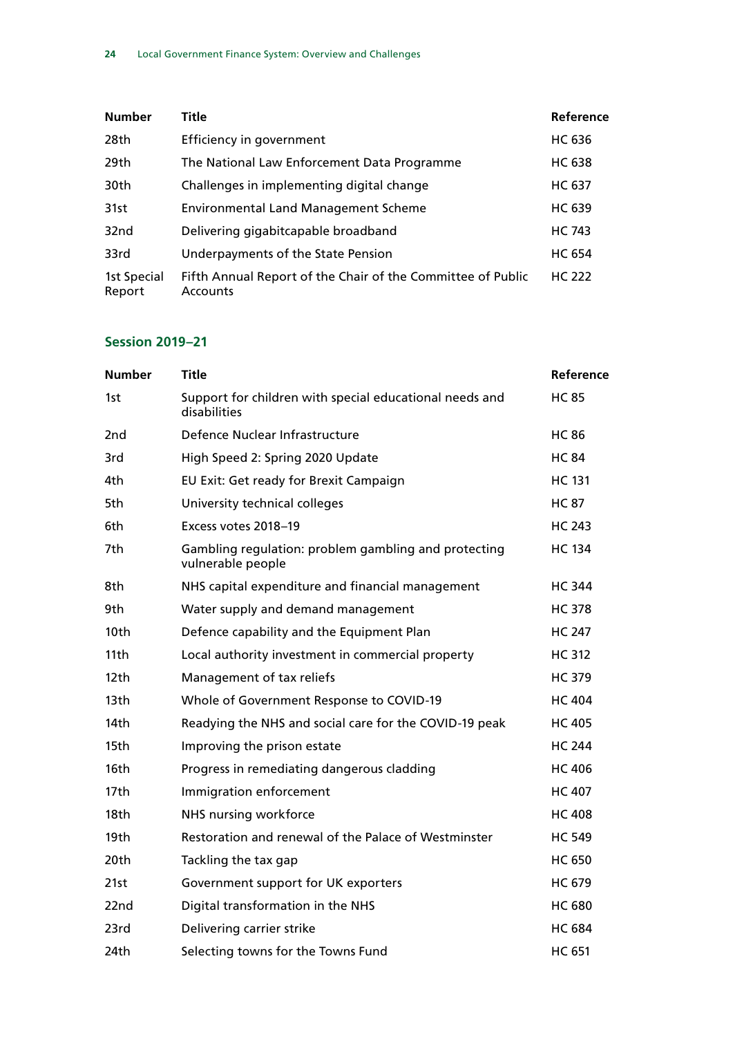| Number | Title | Reference |
|---|---|---|
| 28th | Efficiency in government | HC 636 |
| 29th | The National Law Enforcement Data Programme | HC 638 |
| 30th | Challenges in implementing digital change | HC 637 |
| 31st | Environmental Land Management Scheme | HC 639 |
| 32nd | Delivering gigabitcapable broadband | HC 743 |
| 33rd | Underpayments of the State Pension | HC 654 |
| 1st Special Report | Fifth Annual Report of the Chair of the Committee of Public Accounts | HC 222 |

### Session 2019–21

| Number | Title | Reference |
|---|---|---|
| 1st | Support for children with special educational needs and disabilities | HC 85 |
| 2nd | Defence Nuclear Infrastructure | HC 86 |
| 3rd | High Speed 2: Spring 2020 Update | HC 84 |
| 4th | EU Exit: Get ready for Brexit Campaign | HC 131 |
| 5th | University technical colleges | HC 87 |
| 6th | Excess votes 2018–19 | HC 243 |
| 7th | Gambling regulation: problem gambling and protecting vulnerable people | HC 134 |
| 8th | NHS capital expenditure and financial management | HC 344 |
| 9th | Water supply and demand management | HC 378 |
| 10th | Defence capability and the Equipment Plan | HC 247 |
| 11th | Local authority investment in commercial property | HC 312 |
| 12th | Management of tax reliefs | HC 379 |
| 13th | Whole of Government Response to COVID-19 | HC 404 |
| 14th | Readying the NHS and social care for the COVID-19 peak | HC 405 |
| 15th | Improving the prison estate | HC 244 |
| 16th | Progress in remediating dangerous cladding | HC 406 |
| 17th | Immigration enforcement | HC 407 |
| 18th | NHS nursing workforce | HC 408 |
| 19th | Restoration and renewal of the Palace of Westminster | HC 549 |
| 20th | Tackling the tax gap | HC 650 |
| 21st | Government support for UK exporters | HC 679 |
| 22nd | Digital transformation in the NHS | HC 680 |
| 23rd | Delivering carrier strike | HC 684 |
| 24th | Selecting towns for the Towns Fund | HC 651 |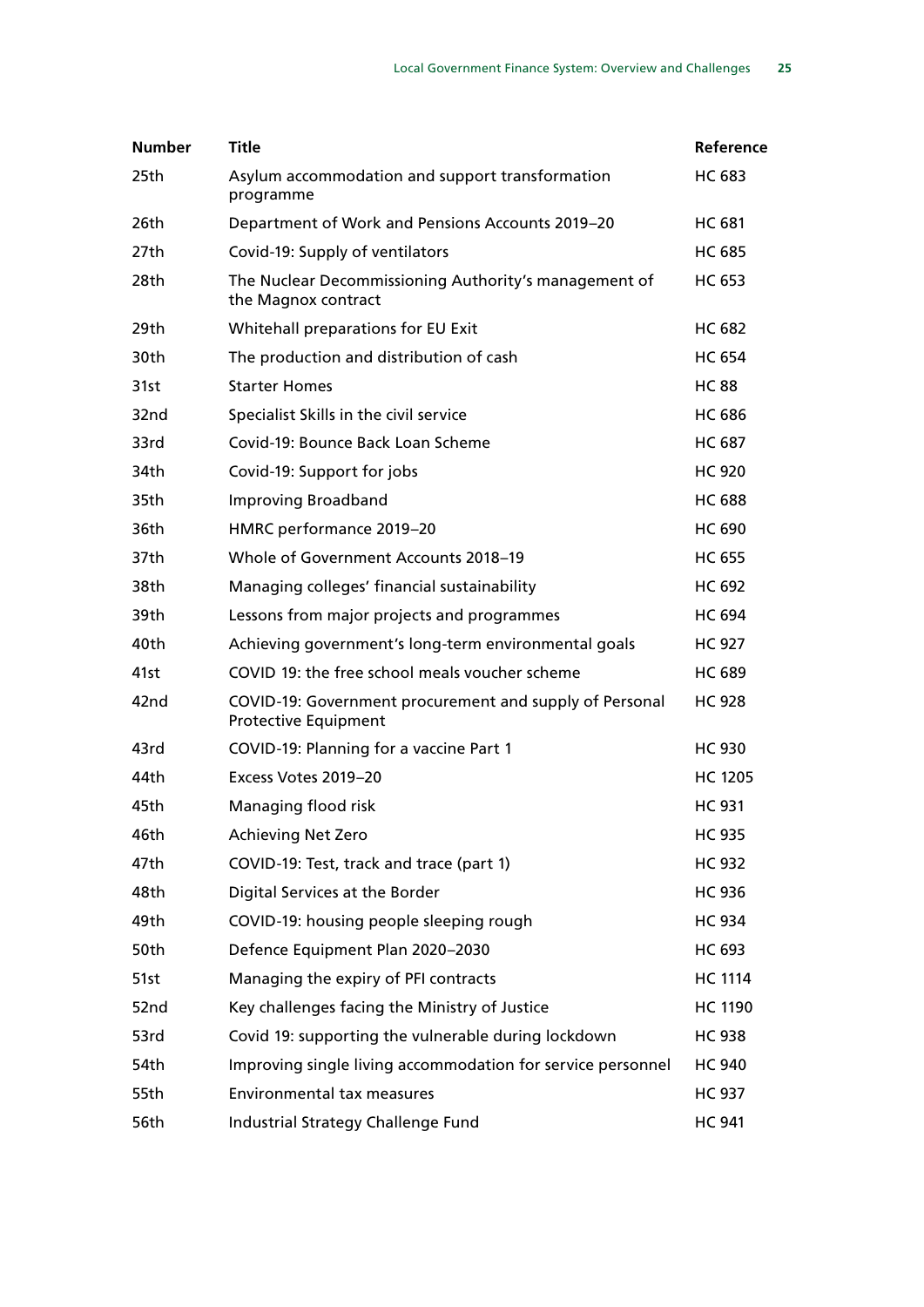| Number | Title | Reference |
| --- | --- | --- |
| 25th | Asylum accommodation and support transformation programme | HC 683 |
| 26th | Department of Work and Pensions Accounts 2019–20 | HC 681 |
| 27th | Covid-19: Supply of ventilators | HC 685 |
| 28th | The Nuclear Decommissioning Authority's management of the Magnox contract | HC 653 |
| 29th | Whitehall preparations for EU Exit | HC 682 |
| 30th | The production and distribution of cash | HC 654 |
| 31st | Starter Homes | HC 88 |
| 32nd | Specialist Skills in the civil service | HC 686 |
| 33rd | Covid-19: Bounce Back Loan Scheme | HC 687 |
| 34th | Covid-19: Support for jobs | HC 920 |
| 35th | Improving Broadband | HC 688 |
| 36th | HMRC performance 2019–20 | HC 690 |
| 37th | Whole of Government Accounts 2018–19 | HC 655 |
| 38th | Managing colleges' financial sustainability | HC 692 |
| 39th | Lessons from major projects and programmes | HC 694 |
| 40th | Achieving government's long-term environmental goals | HC 927 |
| 41st | COVID 19: the free school meals voucher scheme | HC 689 |
| 42nd | COVID-19: Government procurement and supply of Personal Protective Equipment | HC 928 |
| 43rd | COVID-19: Planning for a vaccine Part 1 | HC 930 |
| 44th | Excess Votes 2019–20 | HC 1205 |
| 45th | Managing flood risk | HC 931 |
| 46th | Achieving Net Zero | HC 935 |
| 47th | COVID-19: Test, track and trace (part 1) | HC 932 |
| 48th | Digital Services at the Border | HC 936 |
| 49th | COVID-19: housing people sleeping rough | HC 934 |
| 50th | Defence Equipment Plan 2020–2030 | HC 693 |
| 51st | Managing the expiry of PFI contracts | HC 1114 |
| 52nd | Key challenges facing the Ministry of Justice | HC 1190 |
| 53rd | Covid 19: supporting the vulnerable during lockdown | HC 938 |
| 54th | Improving single living accommodation for service personnel | HC 940 |
| 55th | Environmental tax measures | HC 937 |
| 56th | Industrial Strategy Challenge Fund | HC 941 |